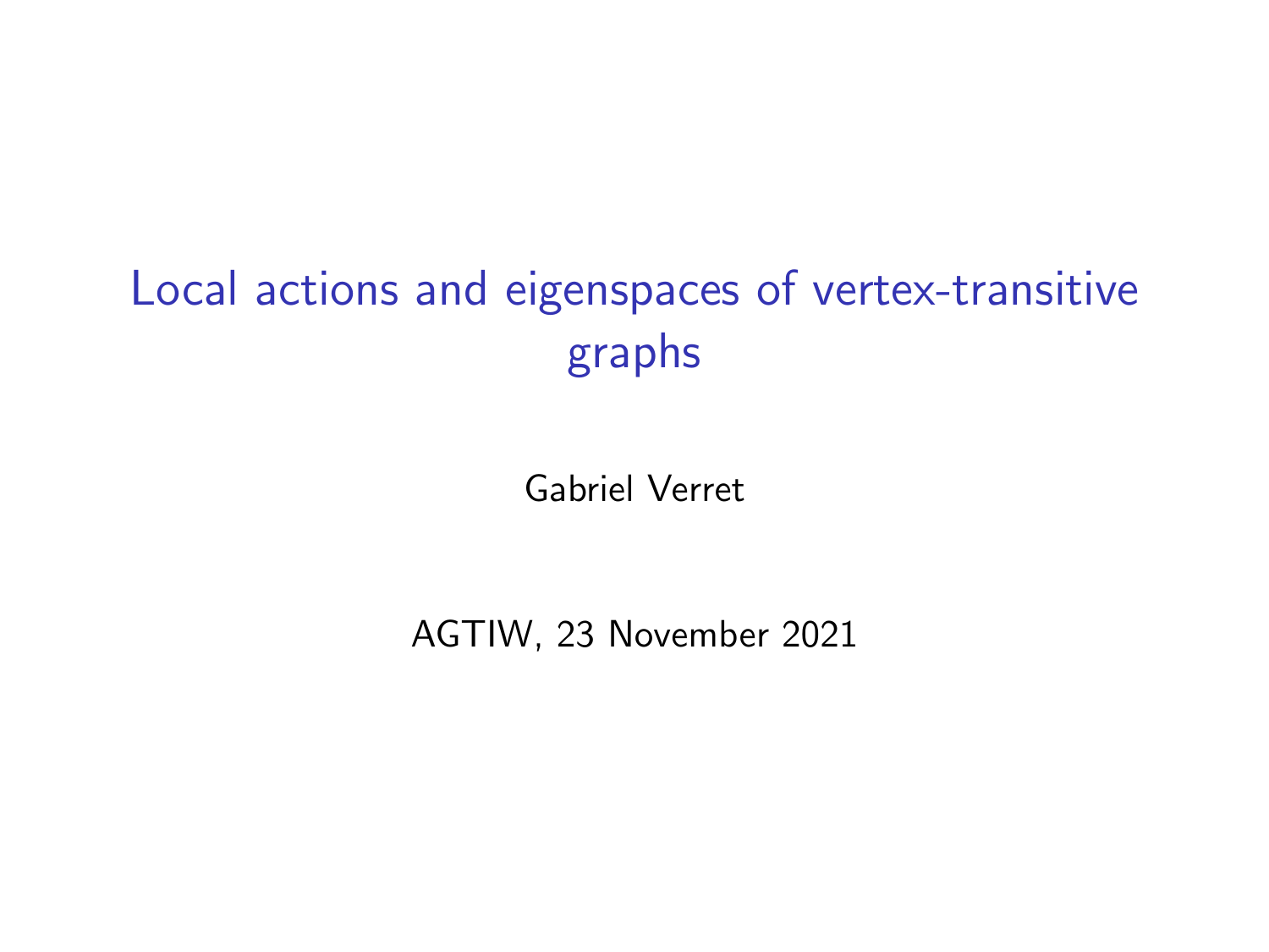# Local actions and eigenspaces of vertex-transitive graphs

Gabriel Verret

AGTIW, 23 November 2021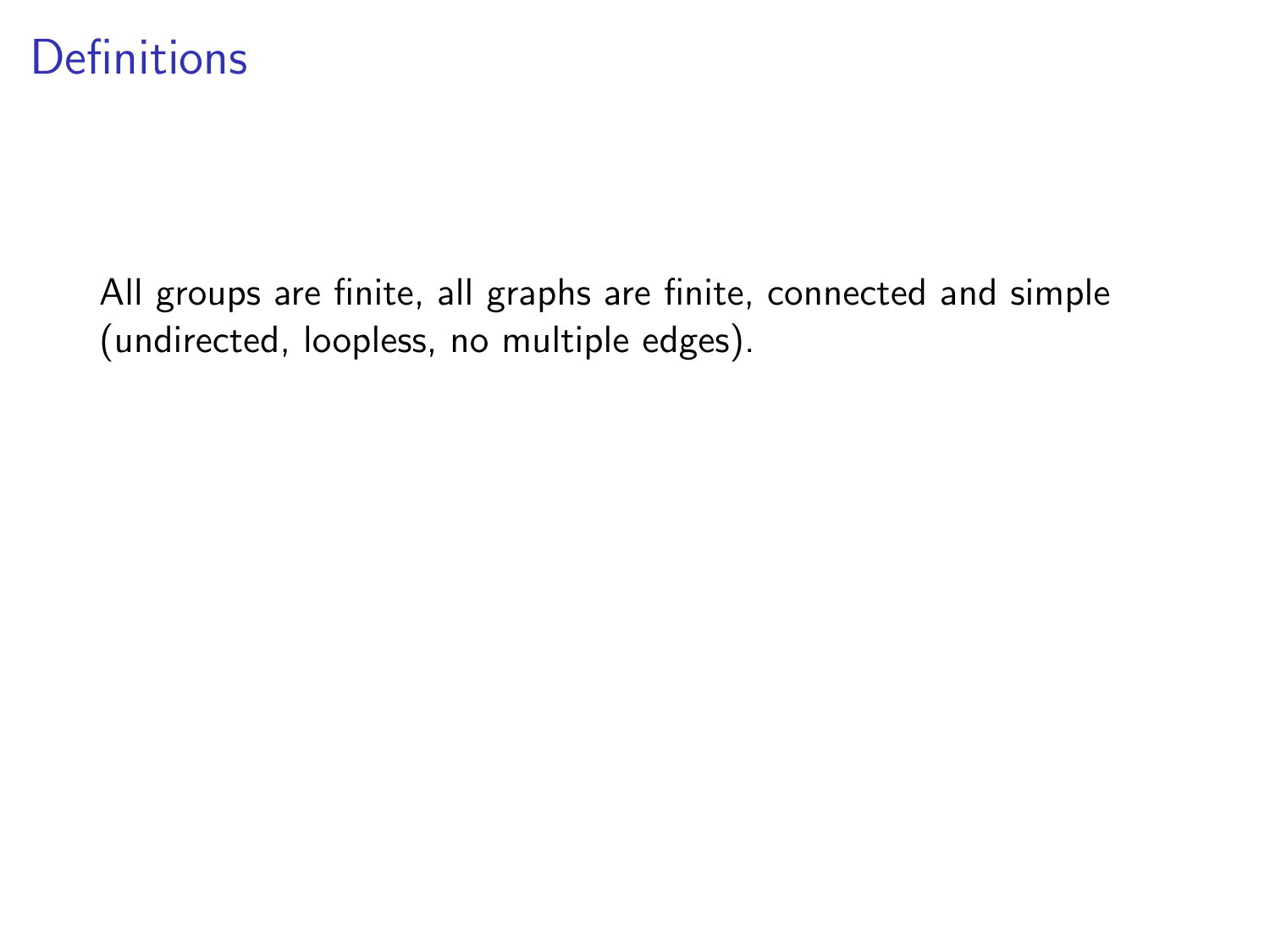# Definitions

All groups are finite, all graphs are finite, connected and simple (undirected, loopless, no multiple edges).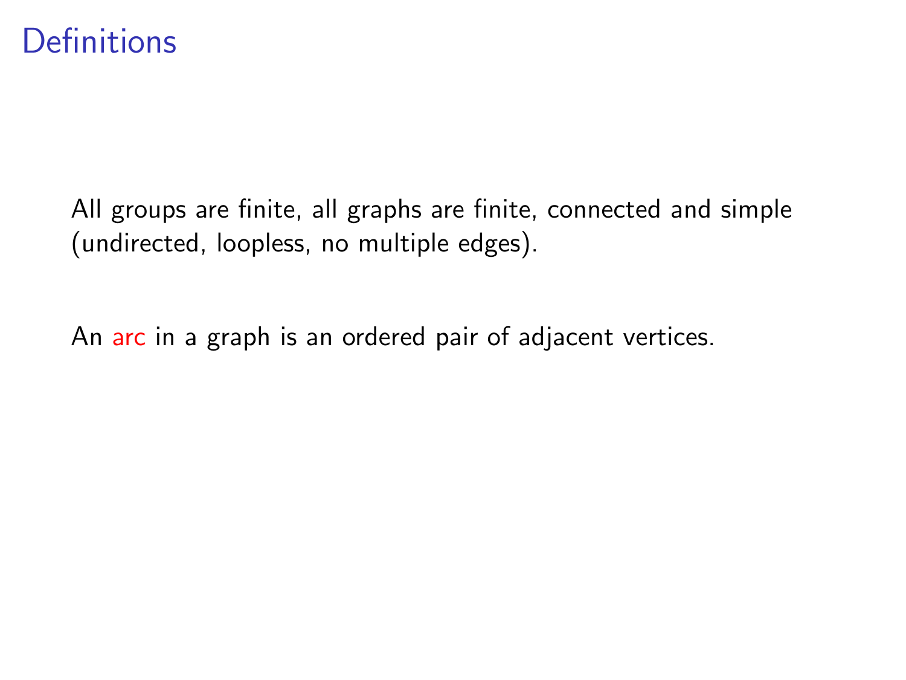# Definitions

All groups are finite, all graphs are finite, connected and simple (undirected, loopless, no multiple edges).

An arc in a graph is an ordered pair of adjacent vertices.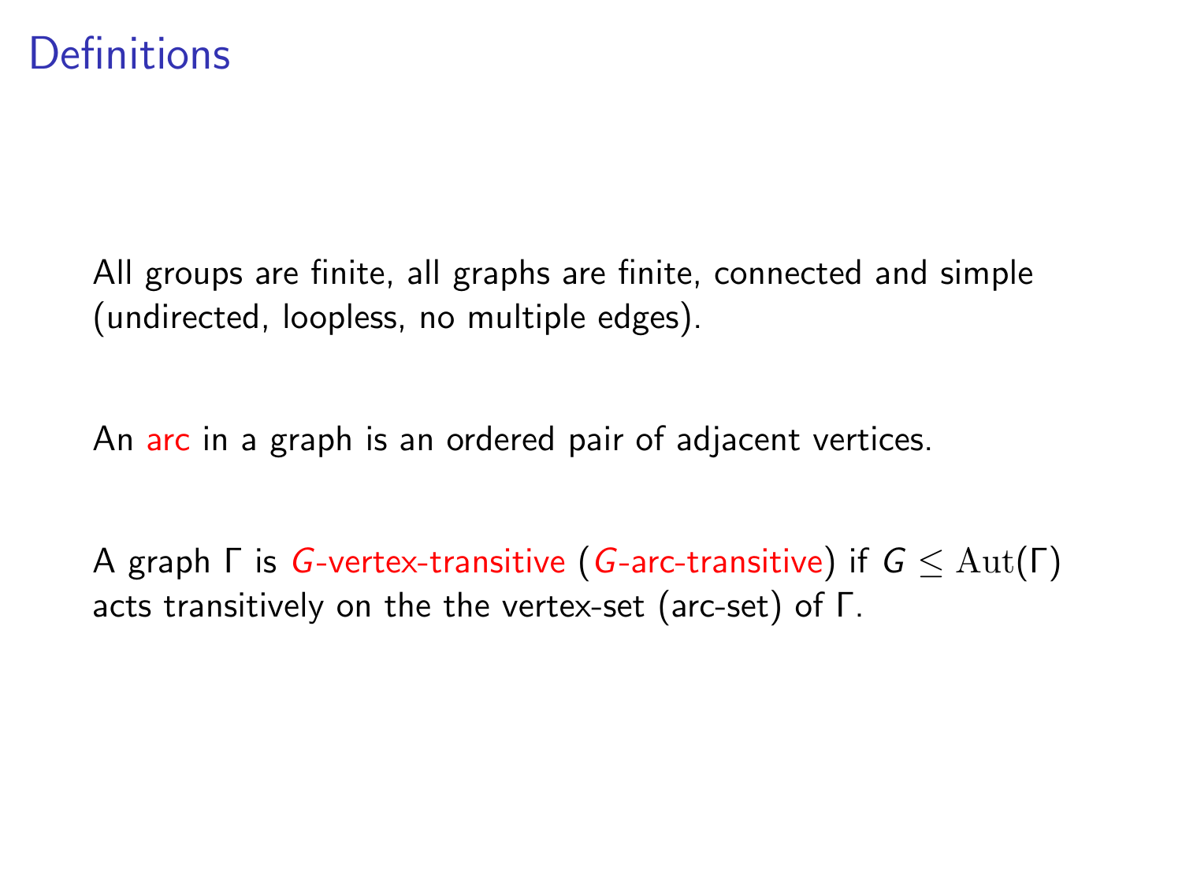# Definitions

All groups are finite, all graphs are finite, connected and simple (undirected, loopless, no multiple edges).

An arc in a graph is an ordered pair of adjacent vertices.

A graph $\Gamma$ is $G$-vertex-transitive ($G$-arc-transitive) if $G \leq \mathrm{Aut}(\Gamma)$ acts transitively on the the vertex-set (arc-set) of $\Gamma$.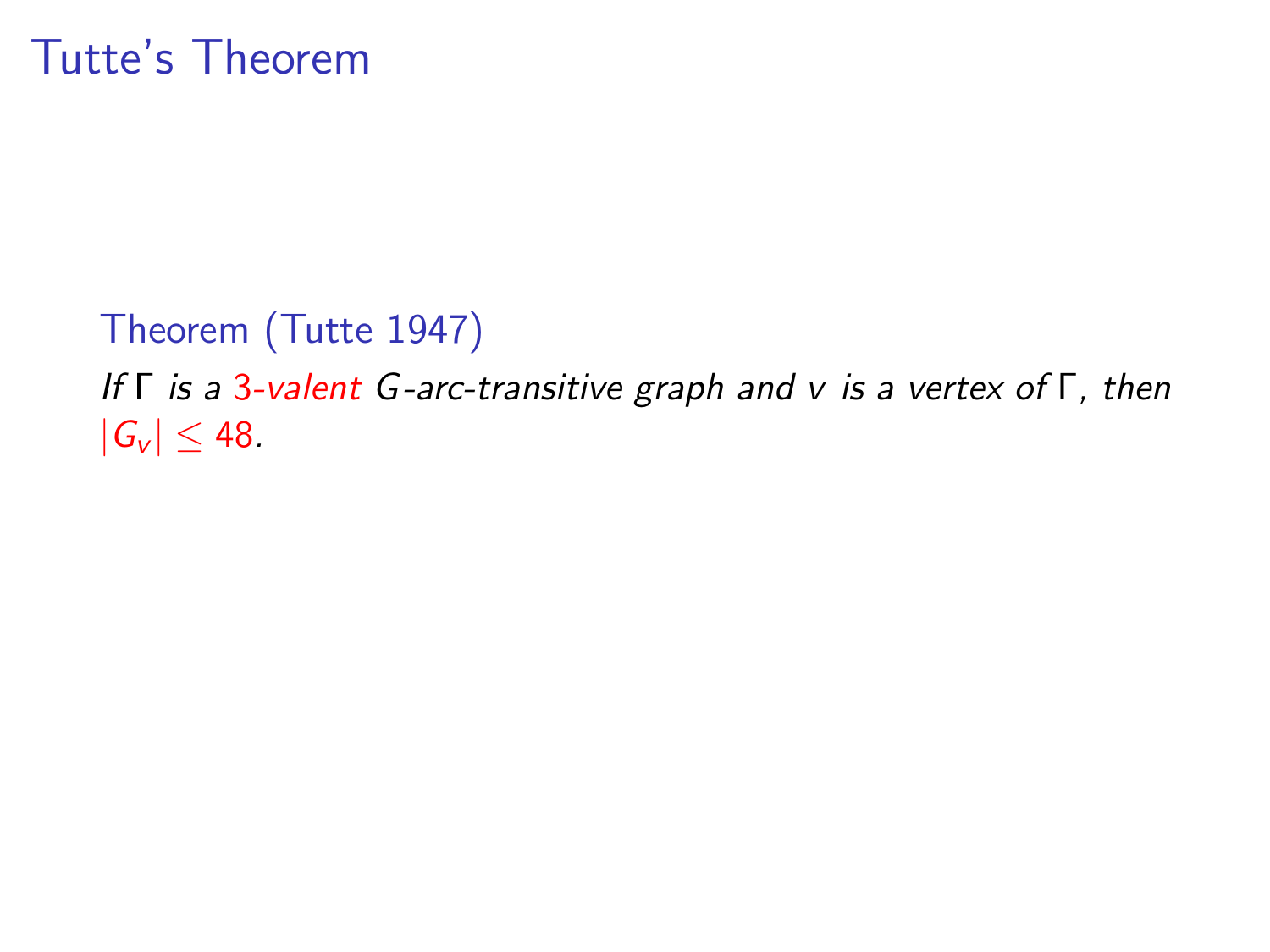# Tutte's Theorem

**Theorem (Tutte 1947)**

*If $\Gamma$ is a 3-valent $G$-arc-transitive graph and $v$ is a vertex of $\Gamma$, then $|G_v| \leq 48$.*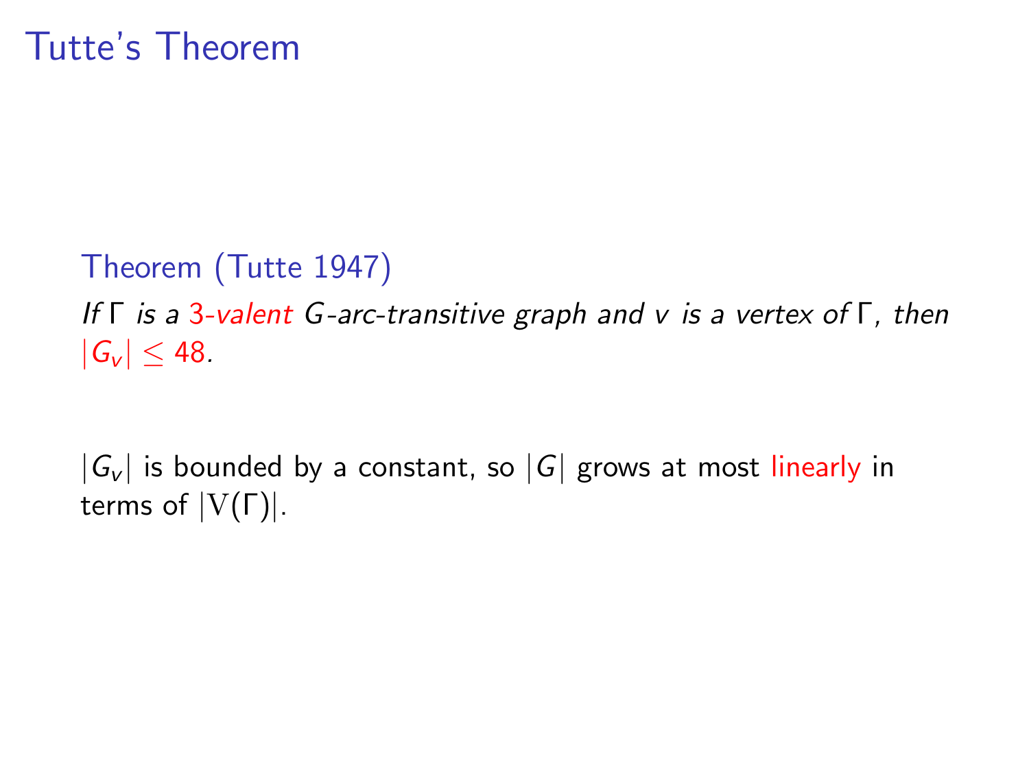# Tutte's Theorem

**Theorem (Tutte 1947)**

*If $\Gamma$ is a 3-valent $G$-arc-transitive graph and $v$ is a vertex of $\Gamma$, then $|G_v| \leq 48$.*

$|G_v|$ is bounded by a constant, so $|G|$ grows at most linearly in terms of $|\mathrm{V}(\Gamma)|$.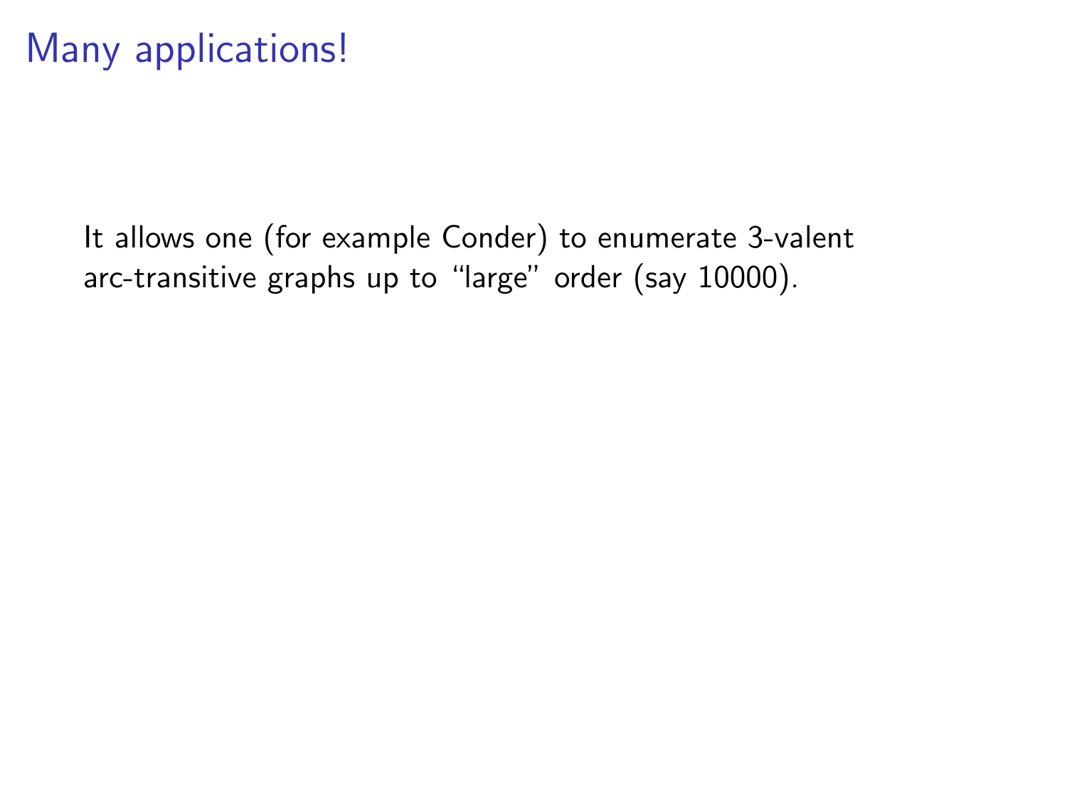# Many applications!

It allows one (for example Conder) to enumerate 3-valent arc-transitive graphs up to “large” order (say 10000).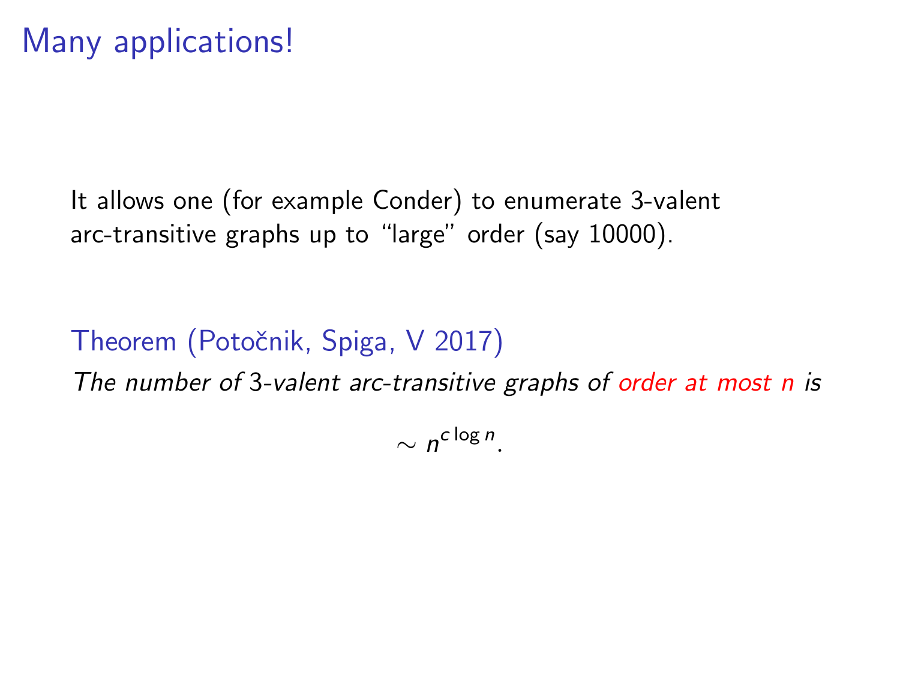# Many applications!

It allows one (for example Conder) to enumerate 3-valent arc-transitive graphs up to “large” order (say 10000).

Theorem (Potočnik, Spiga, V 2017)

*The number of 3-valent arc-transitive graphs of order at most $n$ is*

$$\sim n^{c \log n}.$$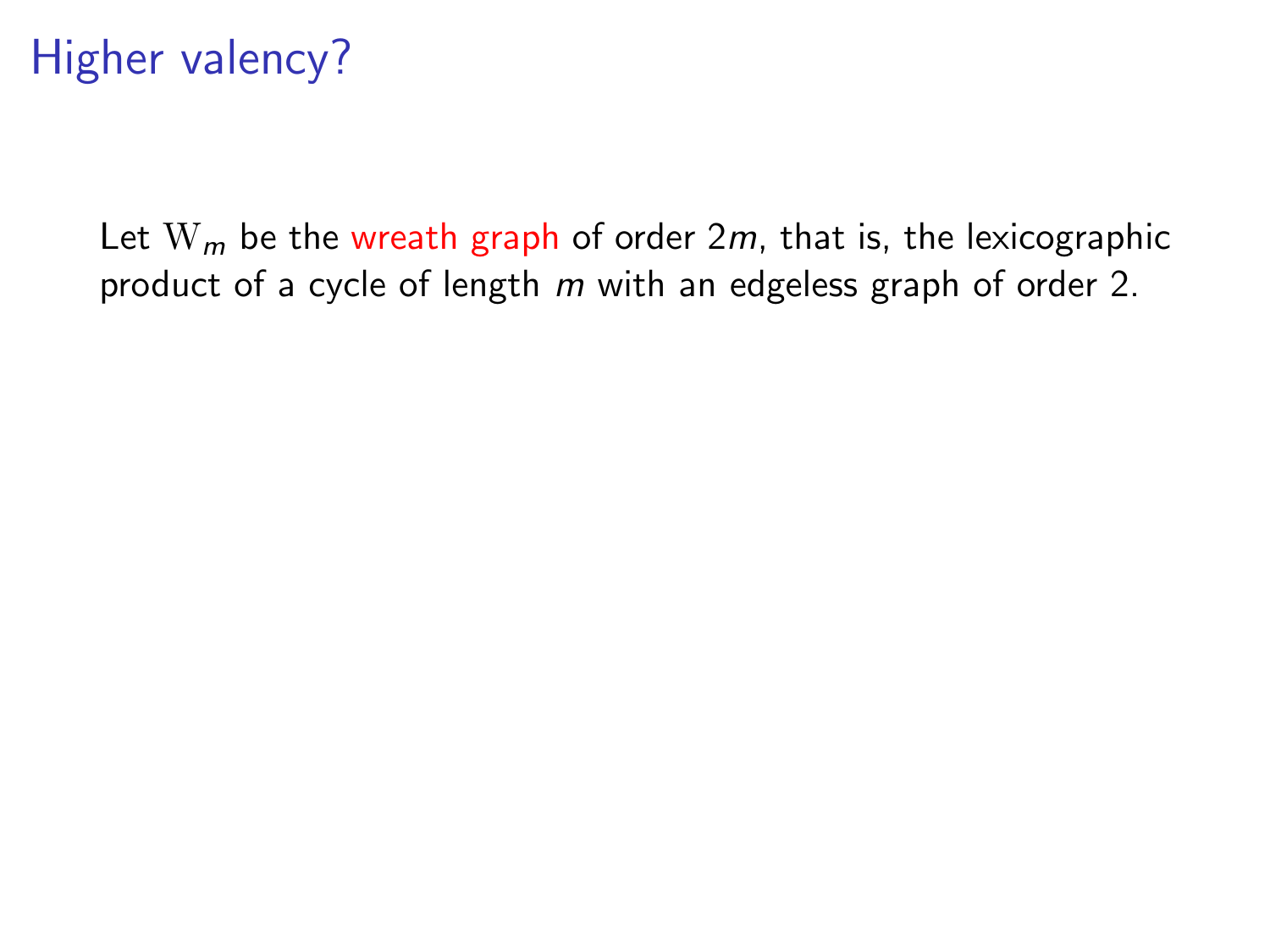# Higher valency?

Let $\mathrm{W}_m$ be the wreath graph of order $2m$, that is, the lexicographic product of a cycle of length $m$ with an edgeless graph of order 2.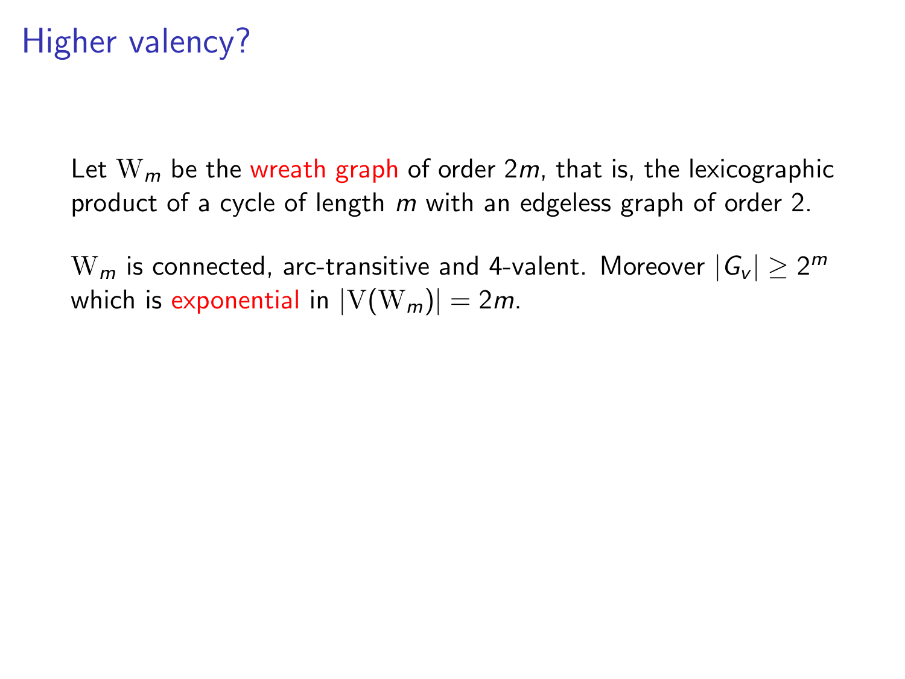# Higher valency?

Let $\mathrm{W}_m$ be the wreath graph of order $2m$, that is, the lexicographic product of a cycle of length $m$ with an edgeless graph of order 2.

$\mathrm{W}_m$ is connected, arc-transitive and 4-valent. Moreover $|G_v| \geq 2^m$ which is exponential in $|\mathrm{V}(\mathrm{W}_m)| = 2m$.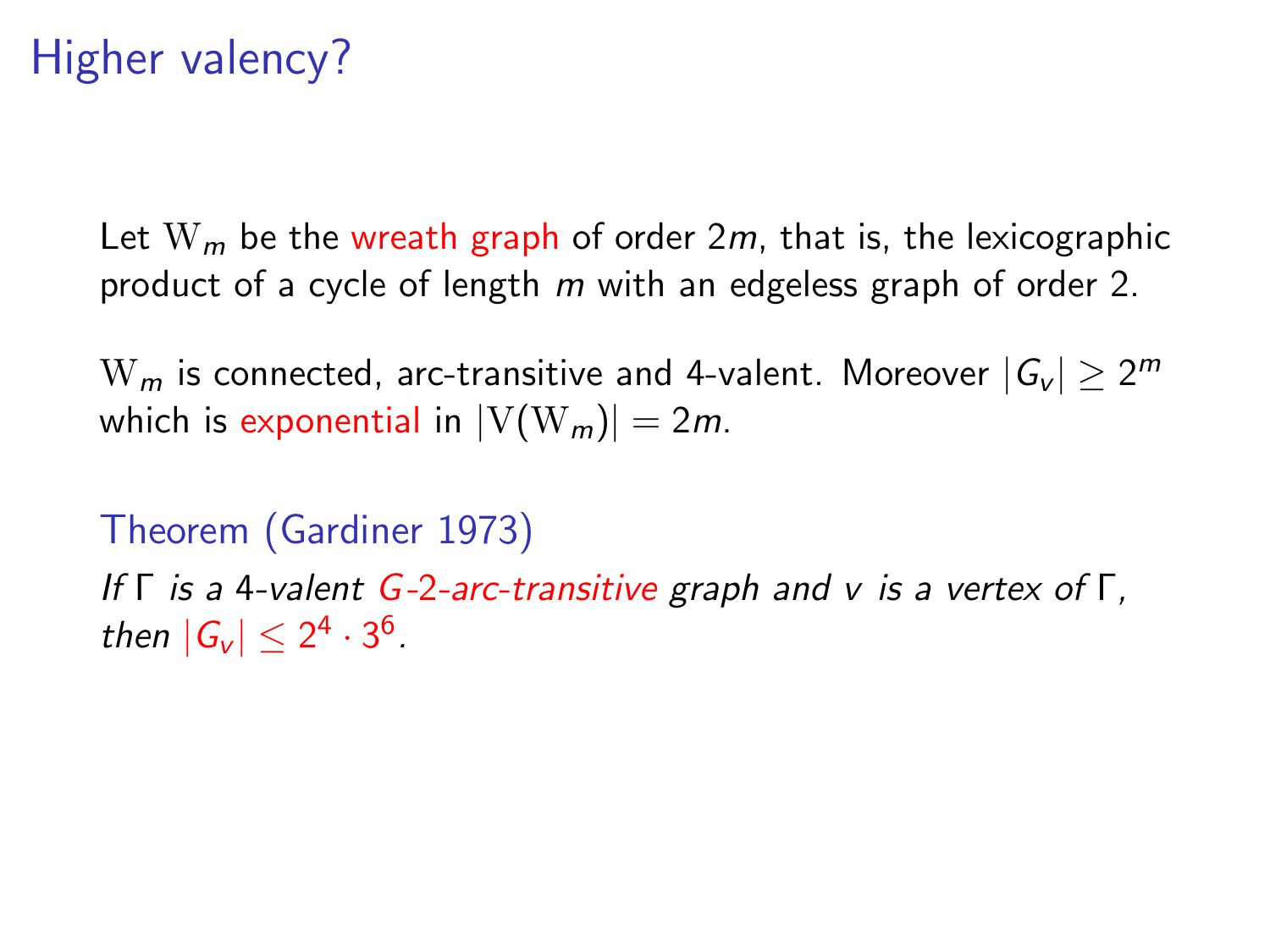# Higher valency?

Let $\mathrm{W}_m$ be the wreath graph of order $2m$, that is, the lexicographic product of a cycle of length $m$ with an edgeless graph of order 2.

$\mathrm{W}_m$ is connected, arc-transitive and 4-valent. Moreover $|G_v| \geq 2^m$ which is exponential in $|\mathrm{V}(\mathrm{W}_m)| = 2m$.

**Theorem (Gardiner 1973)**

*If $\Gamma$ is a 4-valent $G$-2-arc-transitive graph and $v$ is a vertex of $\Gamma$, then $|G_v| \leq 2^4 \cdot 3^6$.*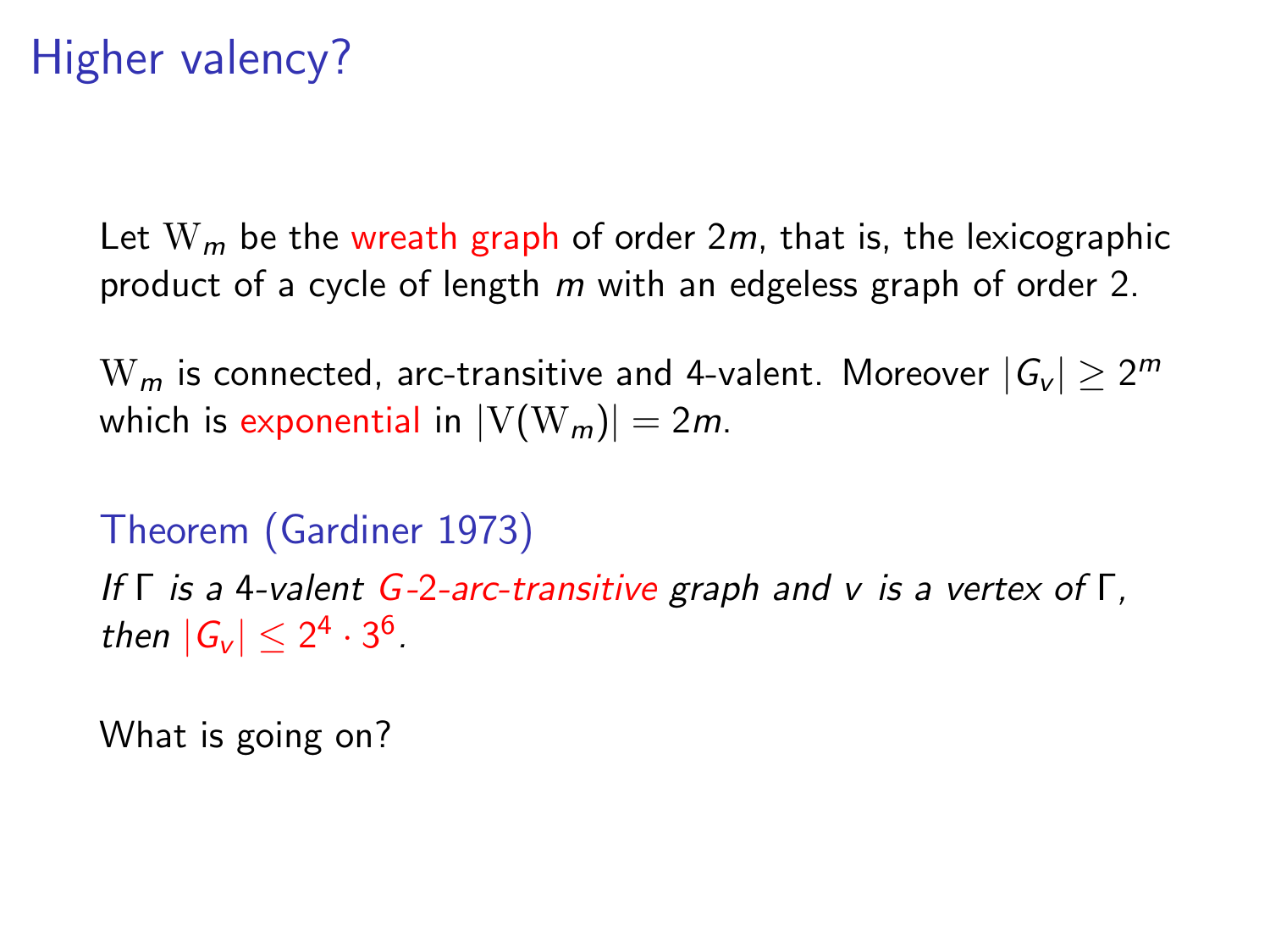# Higher valency?

Let $\mathrm{W}_m$ be the wreath graph of order $2m$, that is, the lexicographic product of a cycle of length $m$ with an edgeless graph of order 2.

$\mathrm{W}_m$ is connected, arc-transitive and 4-valent. Moreover $|G_v| \geq 2^m$ which is exponential in $|\mathrm{V}(\mathrm{W}_m)| = 2m$.

**Theorem (Gardiner 1973)**

*If $\Gamma$ is a 4-valent $G$-2-arc-transitive graph and $v$ is a vertex of $\Gamma$, then $|G_v| \leq 2^4 \cdot 3^6$.*

What is going on?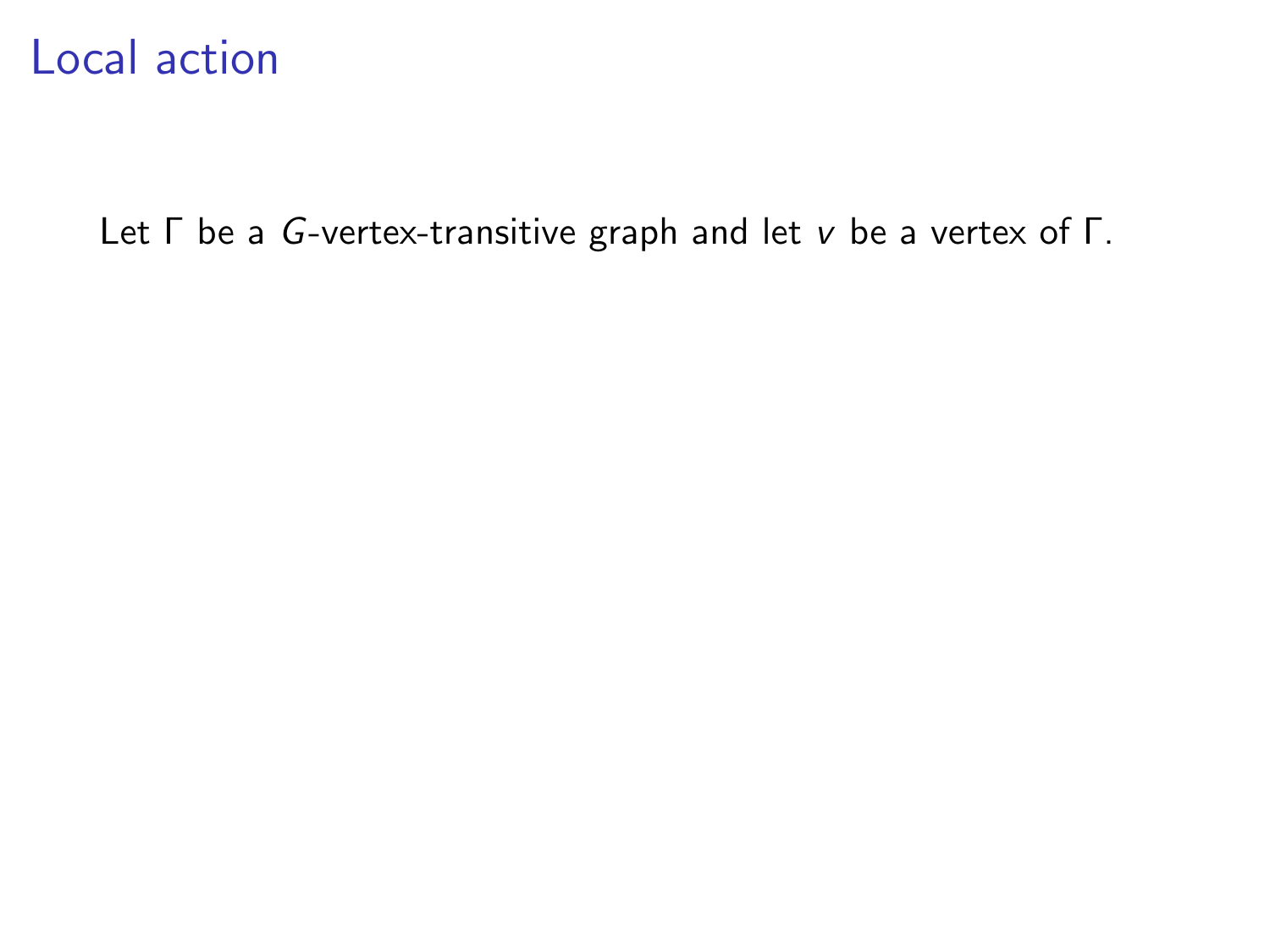# Local action

Let $\Gamma$ be a $G$-vertex-transitive graph and let $v$ be a vertex of $\Gamma$.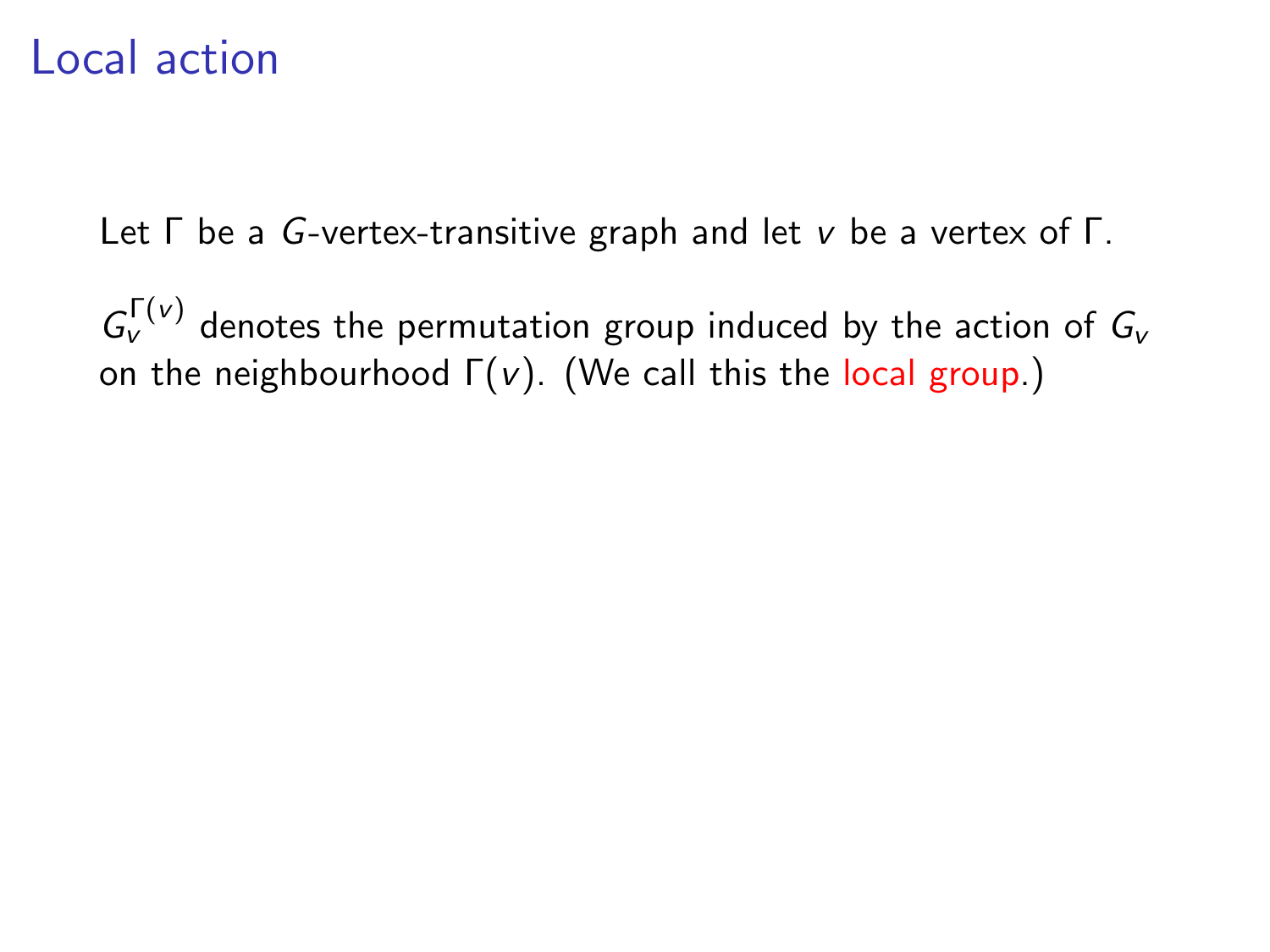# Local action

Let $\Gamma$ be a $G$-vertex-transitive graph and let $v$ be a vertex of $\Gamma$.

$G_v^{\Gamma(v)}$ denotes the permutation group induced by the action of $G_v$ on the neighbourhood $\Gamma(v)$. (We call this the local group.)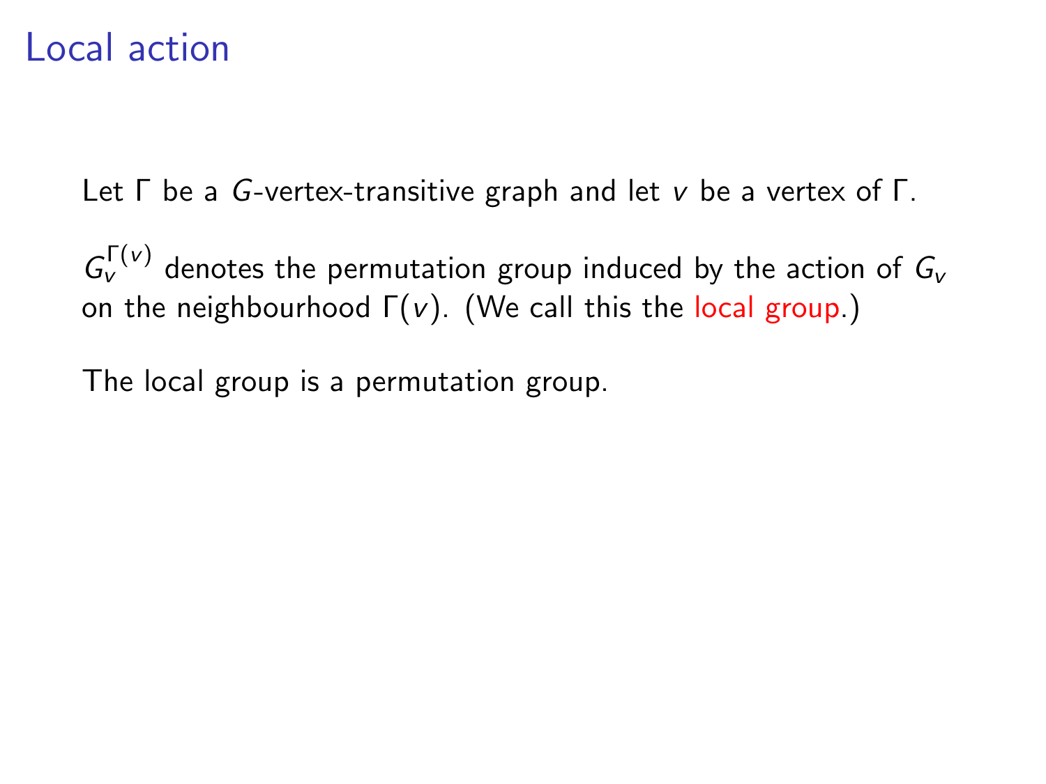# Local action

Let $\Gamma$ be a $G$-vertex-transitive graph and let $v$ be a vertex of $\Gamma$.

$G_v^{\Gamma(v)}$ denotes the permutation group induced by the action of $G_v$ on the neighbourhood $\Gamma(v)$. (We call this the local group.)

The local group is a permutation group.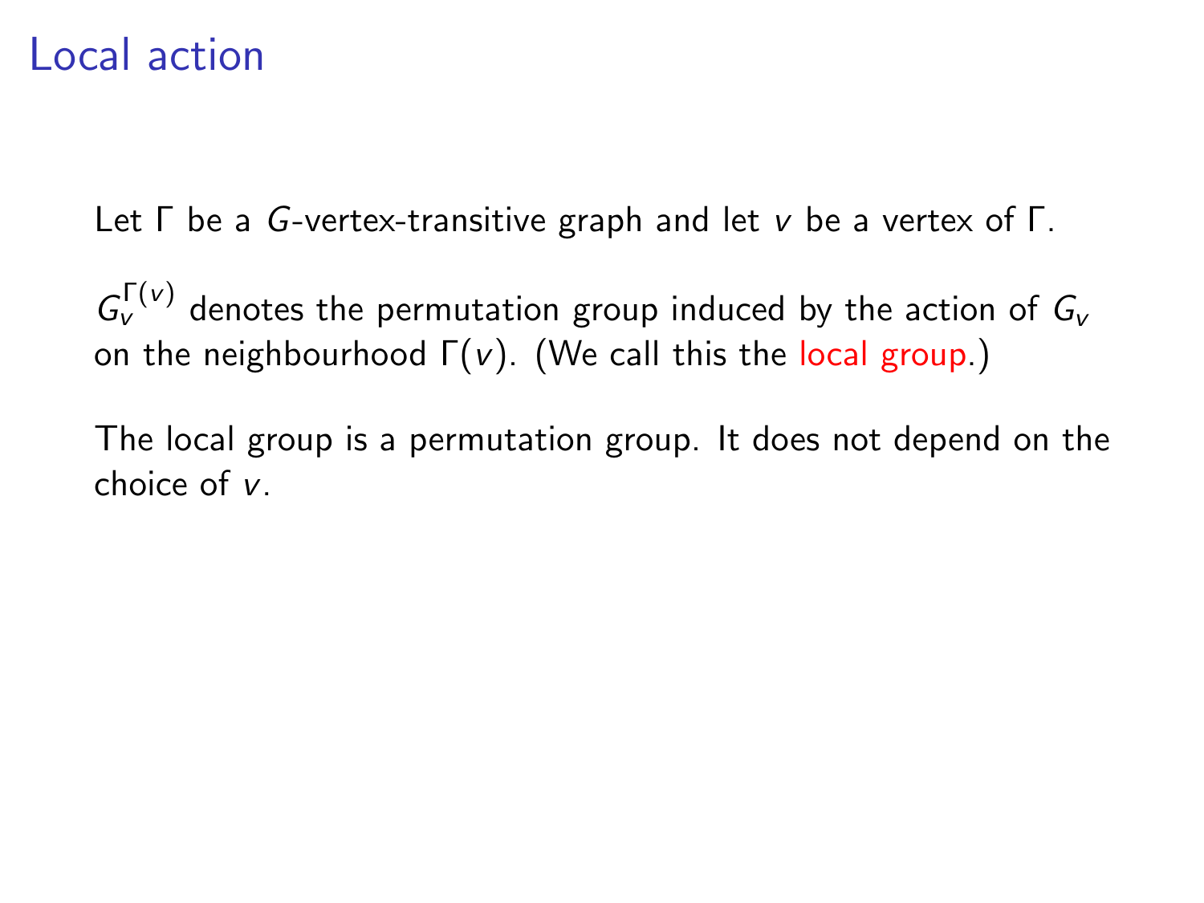# Local action

Let $\Gamma$ be a $G$-vertex-transitive graph and let $v$ be a vertex of $\Gamma$.

$G_v^{\Gamma(v)}$ denotes the permutation group induced by the action of $G_v$ on the neighbourhood $\Gamma(v)$. (We call this the local group.)

The local group is a permutation group. It does not depend on the choice of $v$.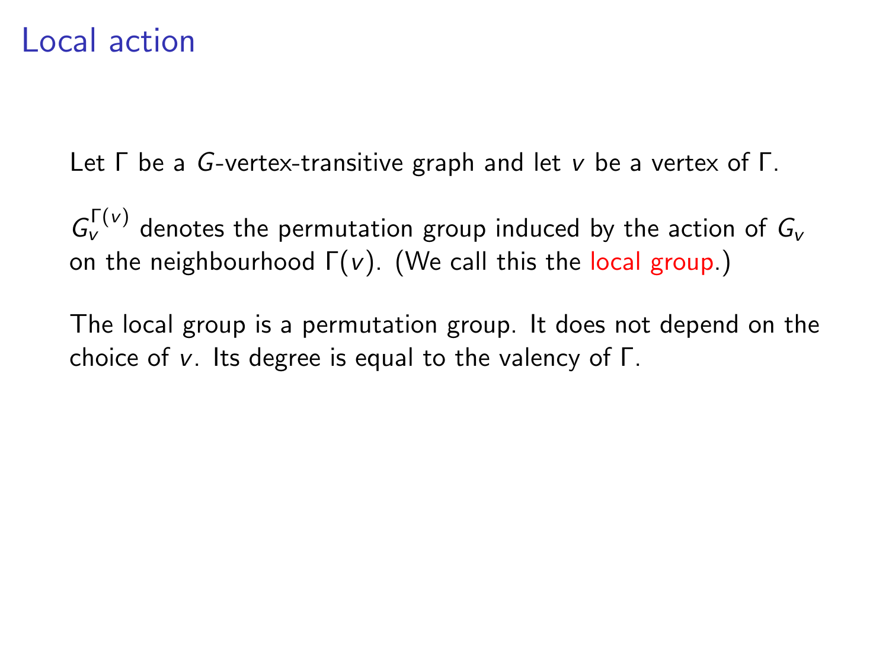# Local action

Let $\Gamma$ be a $G$-vertex-transitive graph and let $v$ be a vertex of $\Gamma$.

$G_v^{\Gamma(v)}$ denotes the permutation group induced by the action of $G_v$ on the neighbourhood $\Gamma(v)$. (We call this the local group.)

The local group is a permutation group. It does not depend on the choice of $v$. Its degree is equal to the valency of $\Gamma$.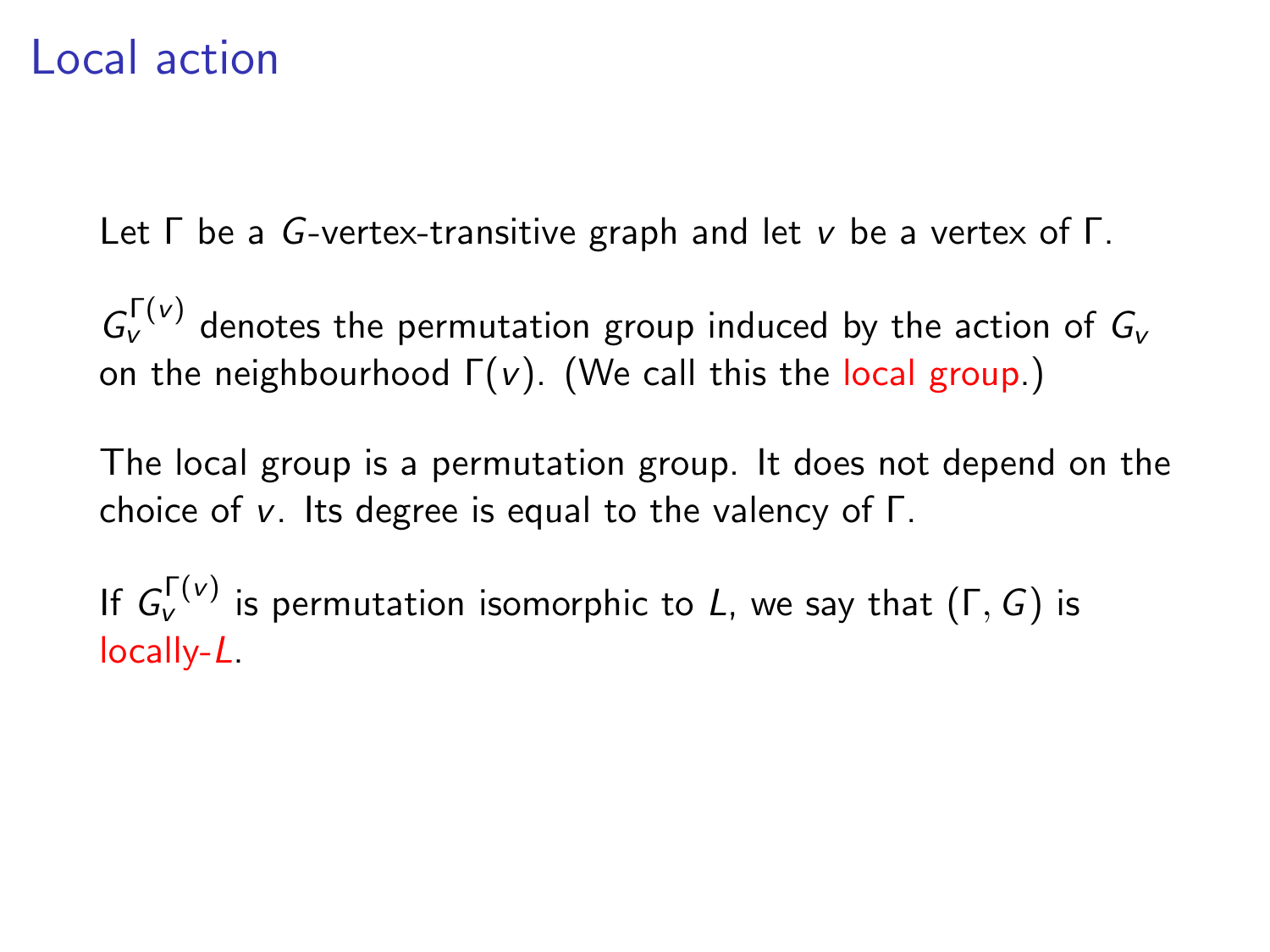# Local action

Let $\Gamma$ be a $G$-vertex-transitive graph and let $v$ be a vertex of $\Gamma$.

$G_v^{\Gamma(v)}$ denotes the permutation group induced by the action of $G_v$ on the neighbourhood $\Gamma(v)$. (We call this the local group.)

The local group is a permutation group. It does not depend on the choice of $v$. Its degree is equal to the valency of $\Gamma$.

If $G_v^{\Gamma(v)}$ is permutation isomorphic to $L$, we say that $(\Gamma, G)$ is locally-$L$.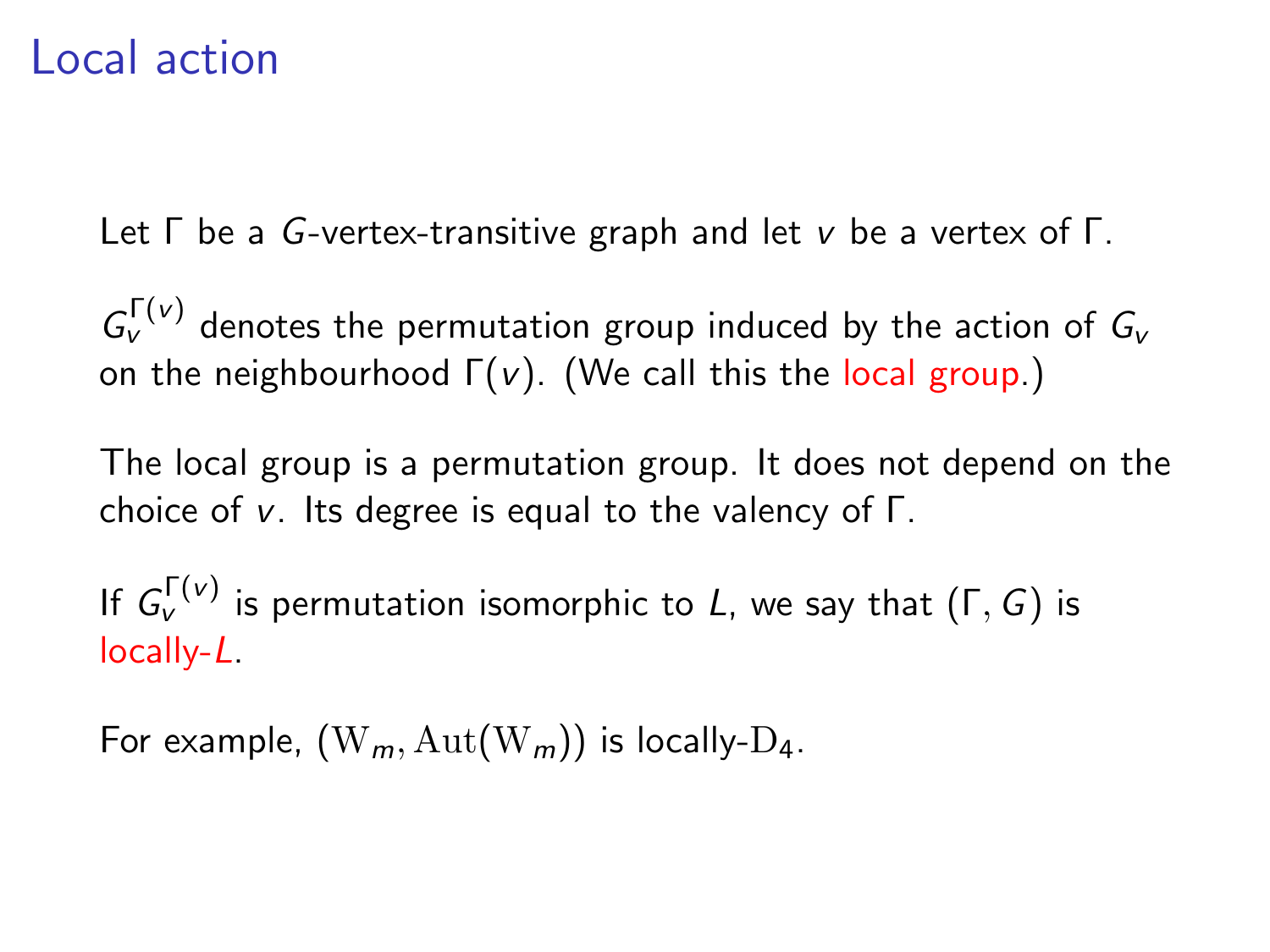# Local action

Let $\Gamma$ be a $G$-vertex-transitive graph and let $v$ be a vertex of $\Gamma$.

$G_v^{\Gamma(v)}$ denotes the permutation group induced by the action of $G_v$ on the neighbourhood $\Gamma(v)$. (We call this the local group.)

The local group is a permutation group. It does not depend on the choice of $v$. Its degree is equal to the valency of $\Gamma$.

If $G_v^{\Gamma(v)}$ is permutation isomorphic to $L$, we say that $(\Gamma, G)$ is locally-$L$.

For example, $(\mathrm{W}_m, \mathrm{Aut}(\mathrm{W}_m))$ is locally-$\mathrm{D}_4$.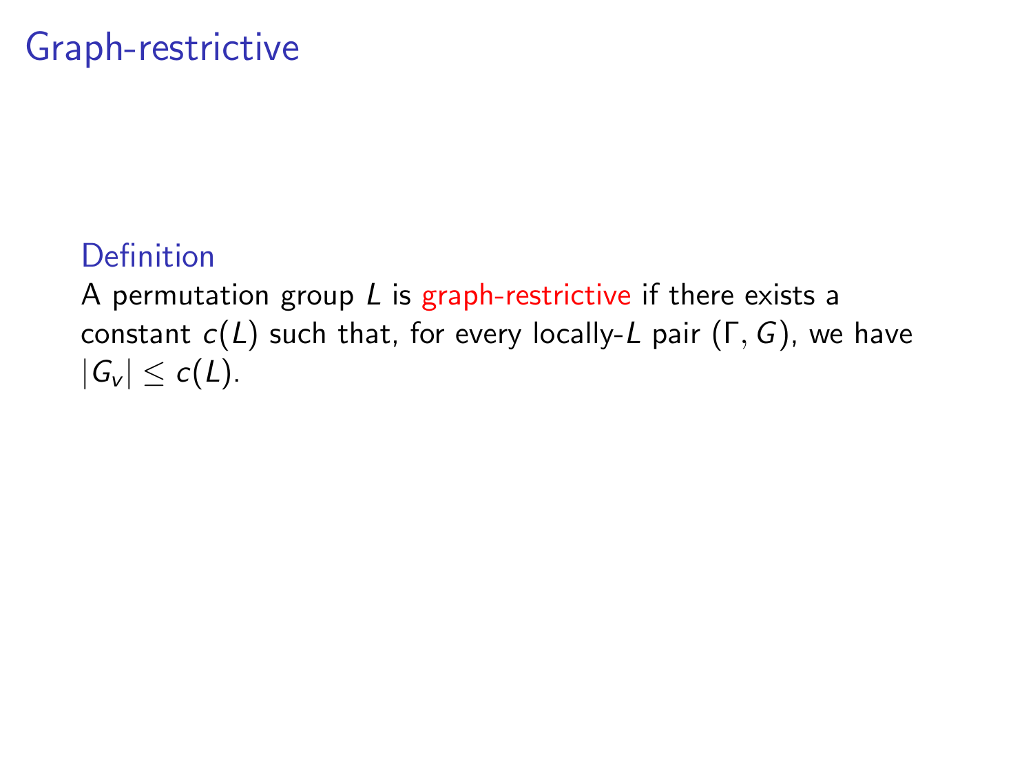# Graph-restrictive

**Definition**

A permutation group $L$ is graph-restrictive if there exists a constant $c(L)$ such that, for every locally-$L$ pair $(\Gamma, G)$, we have $|G_v| \leq c(L)$.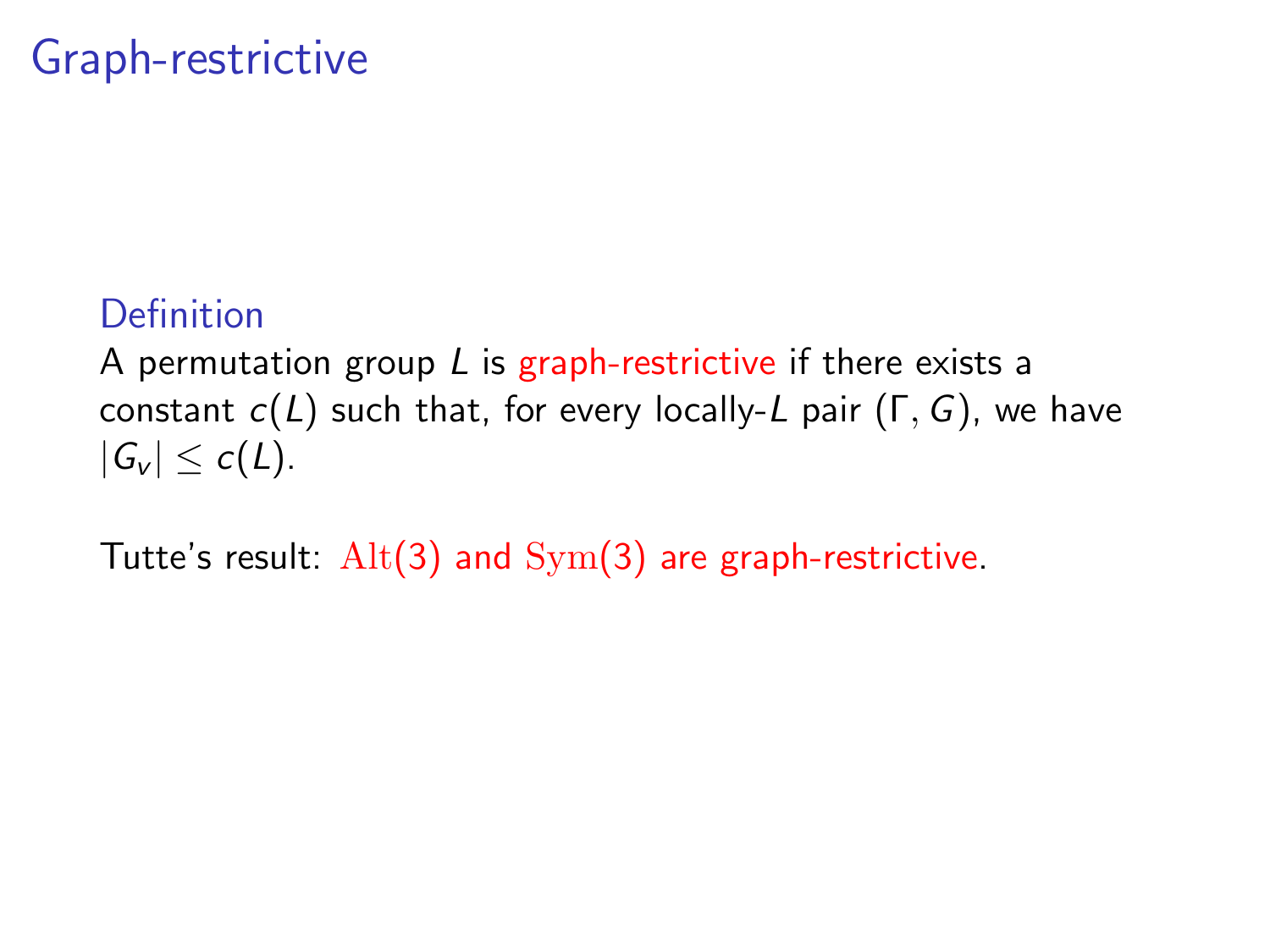# Graph-restrictive

### Definition

A permutation group $L$ is graph-restrictive if there exists a constant $c(L)$ such that, for every locally-$L$ pair $(\Gamma, G)$, we have $|G_v| \leq c(L)$.

Tutte's result: $\mathrm{Alt}(3)$ and $\mathrm{Sym}(3)$ are graph-restrictive.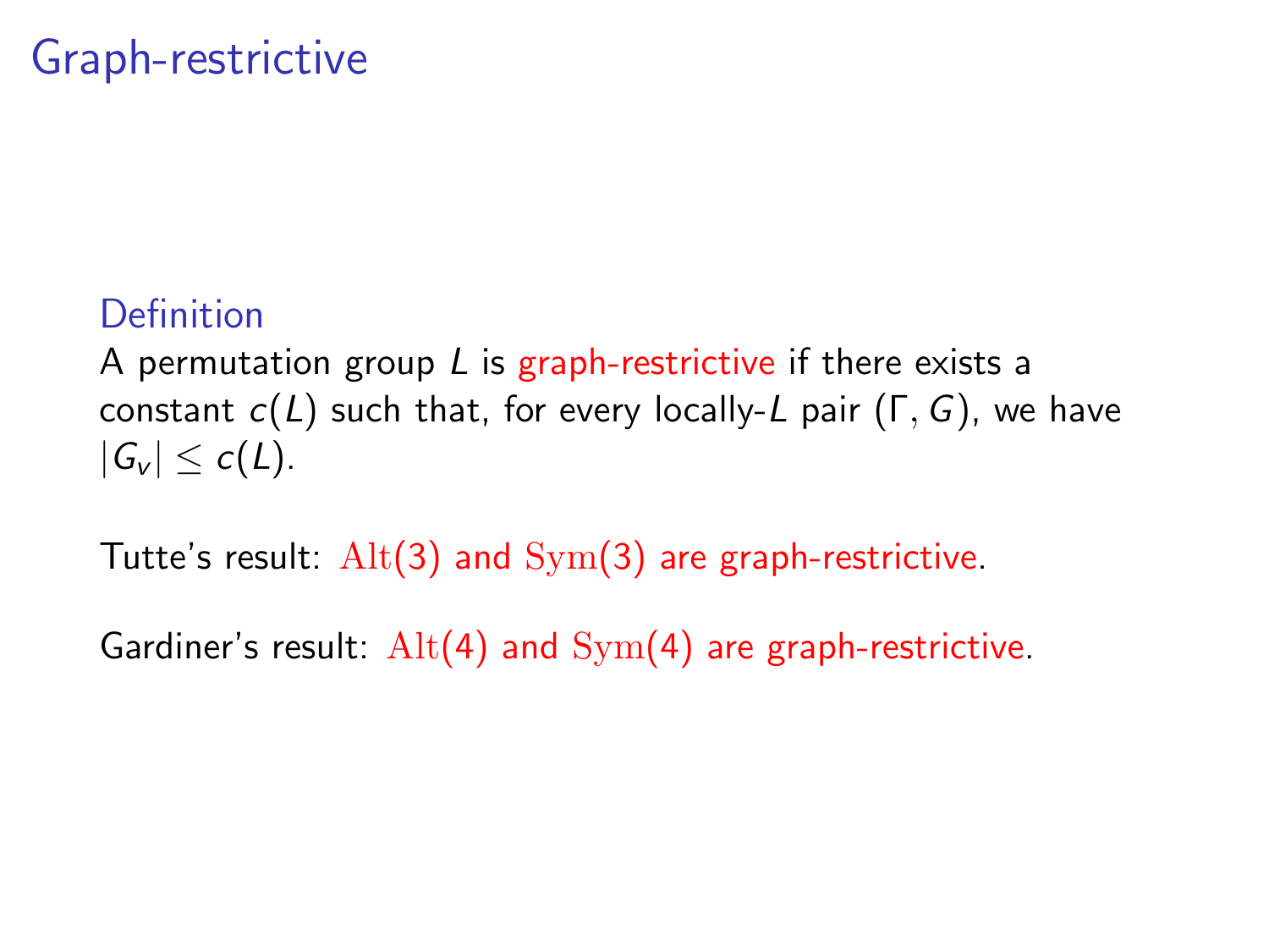# Graph-restrictive

### Definition

A permutation group $L$ is graph-restrictive if there exists a constant $c(L)$ such that, for every locally-$L$ pair $(\Gamma, G)$, we have $|G_v| \leq c(L)$.

Tutte's result: $\mathrm{Alt}(3)$ and $\mathrm{Sym}(3)$ are graph-restrictive.

Gardiner's result: $\mathrm{Alt}(4)$ and $\mathrm{Sym}(4)$ are graph-restrictive.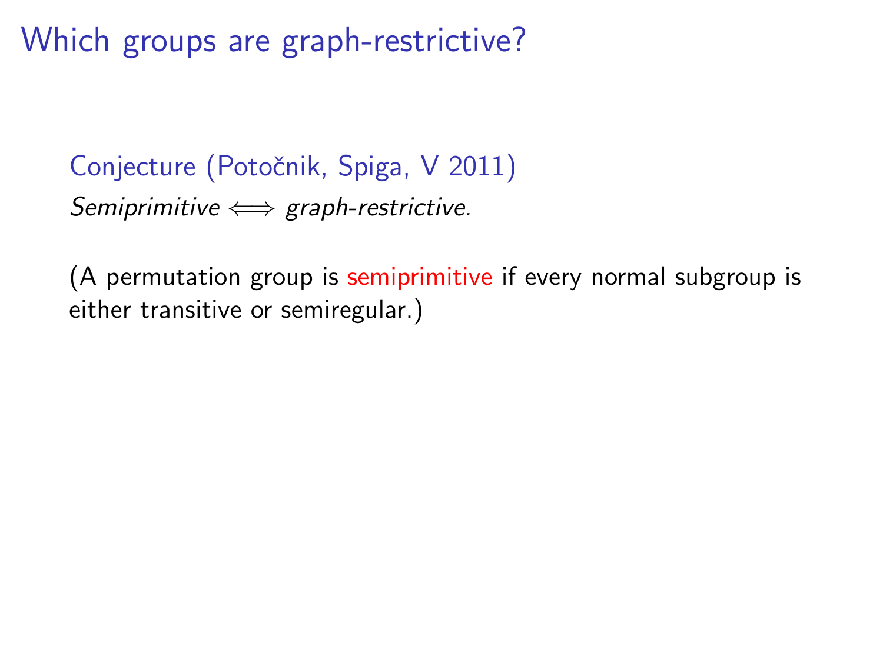# Which groups are graph-restrictive?

**Conjecture (Potočnik, Spiga, V 2011)**

*Semiprimitive $\iff$ graph-restrictive.*

(A permutation group is semiprimitive if every normal subgroup is either transitive or semiregular.)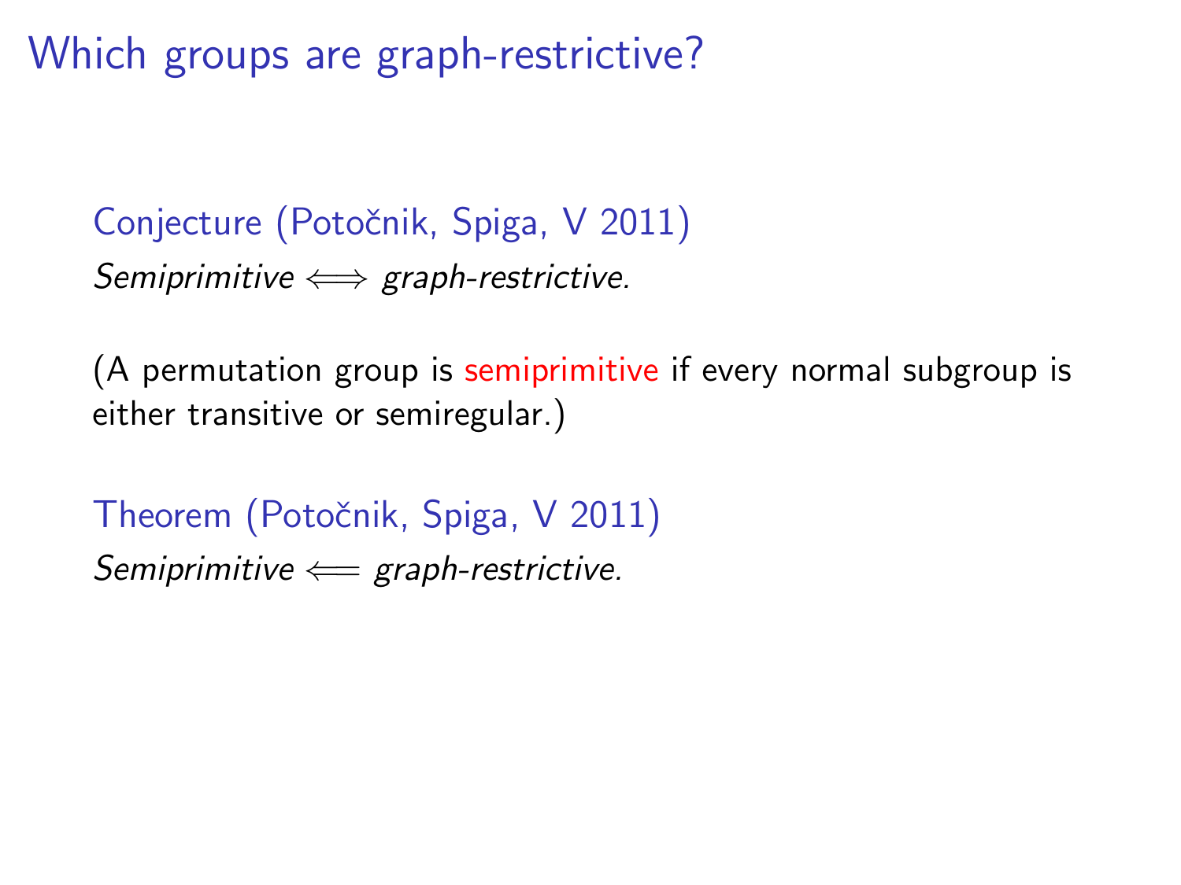# Which groups are graph-restrictive?

Conjecture (Potočnik, Spiga, V 2011)

*Semiprimitive* $\Longleftrightarrow$ *graph-restrictive.*

(A permutation group is semiprimitive if every normal subgroup is either transitive or semiregular.)

Theorem (Potočnik, Spiga, V 2011)

*Semiprimitive* $\Longleftarrow$ *graph-restrictive.*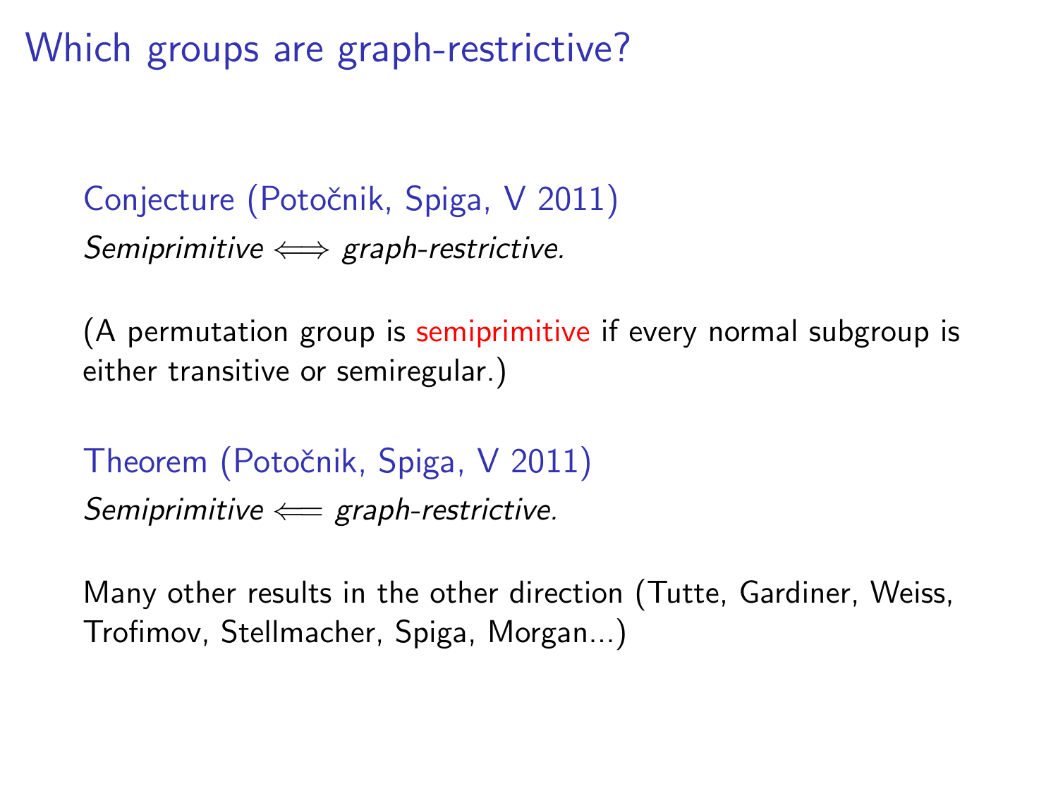# Which groups are graph-restrictive?

Conjecture (Potočnik, Spiga, V 2011)

*Semiprimitive* $\Longleftrightarrow$ *graph-restrictive.*

(A permutation group is semiprimitive if every normal subgroup is either transitive or semiregular.)

Theorem (Potočnik, Spiga, V 2011)

*Semiprimitive* $\Longleftarrow$ *graph-restrictive.*

Many other results in the other direction (Tutte, Gardiner, Weiss, Trofimov, Stellmacher, Spiga, Morgan...)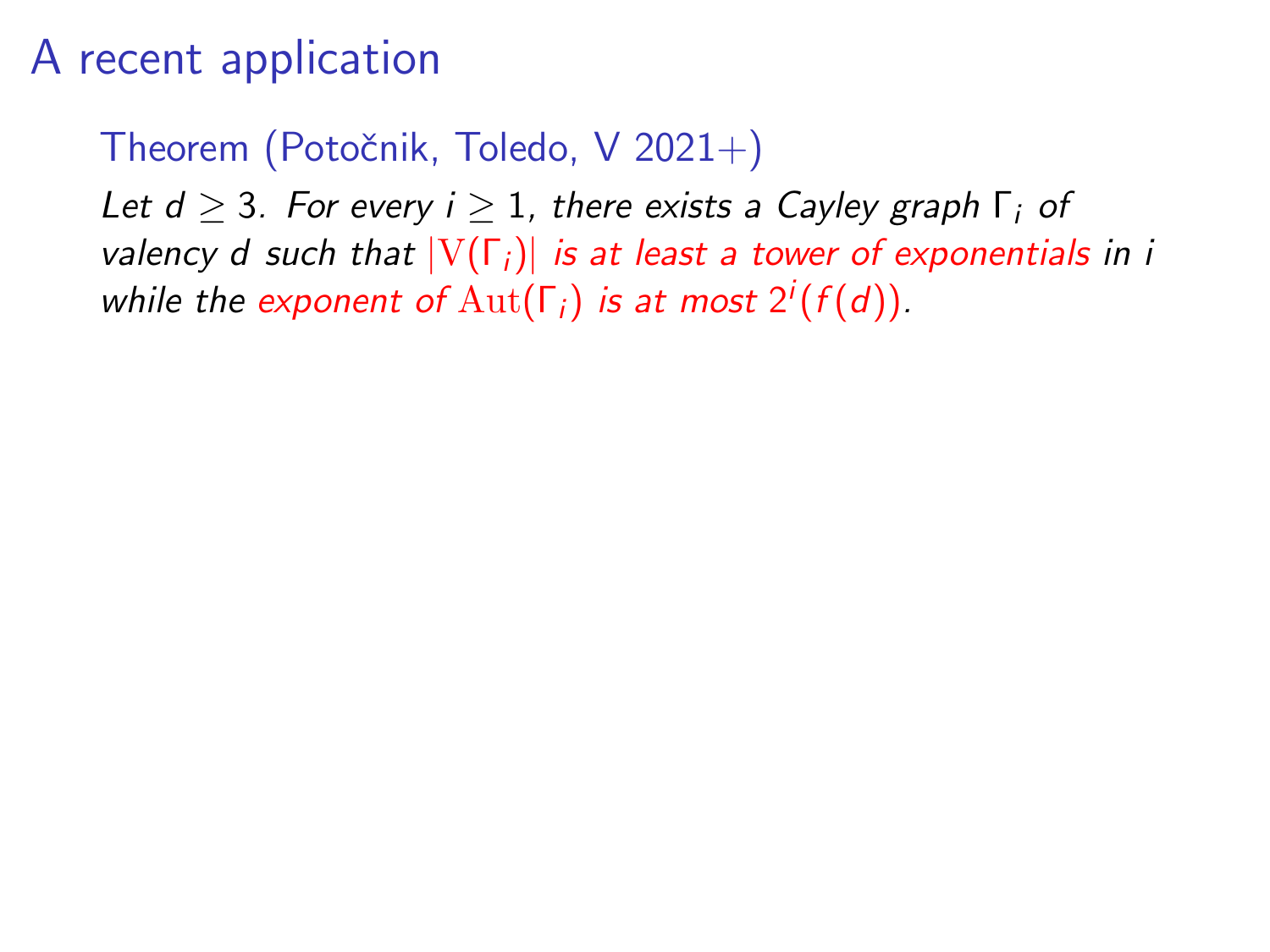# A recent application

**Theorem (Potočnik, Toledo, V 2021+)**

*Let $d \geq 3$. For every $i \geq 1$, there exists a Cayley graph $\Gamma_i$ of valency $d$ such that $|\mathrm{V}(\Gamma_i)|$ is at least a tower of exponentials in $i$ while the exponent of $\mathrm{Aut}(\Gamma_i)$ is at most $2^i(f(d))$.*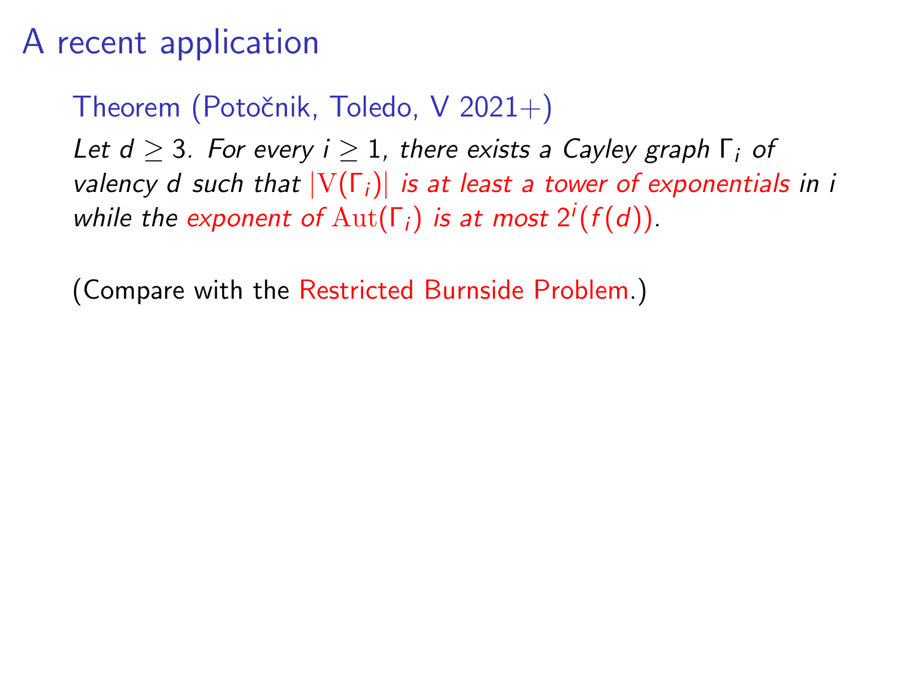# A recent application

**Theorem (Potočnik, Toledo, V 2021+)**

*Let $d \geq 3$. For every $i \geq 1$, there exists a Cayley graph $\Gamma_i$ of valency $d$ such that $|\mathrm{V}(\Gamma_i)|$ is at least a tower of exponentials in $i$ while the exponent of $\mathrm{Aut}(\Gamma_i)$ is at most $2^i(f(d))$.*

(Compare with the Restricted Burnside Problem.)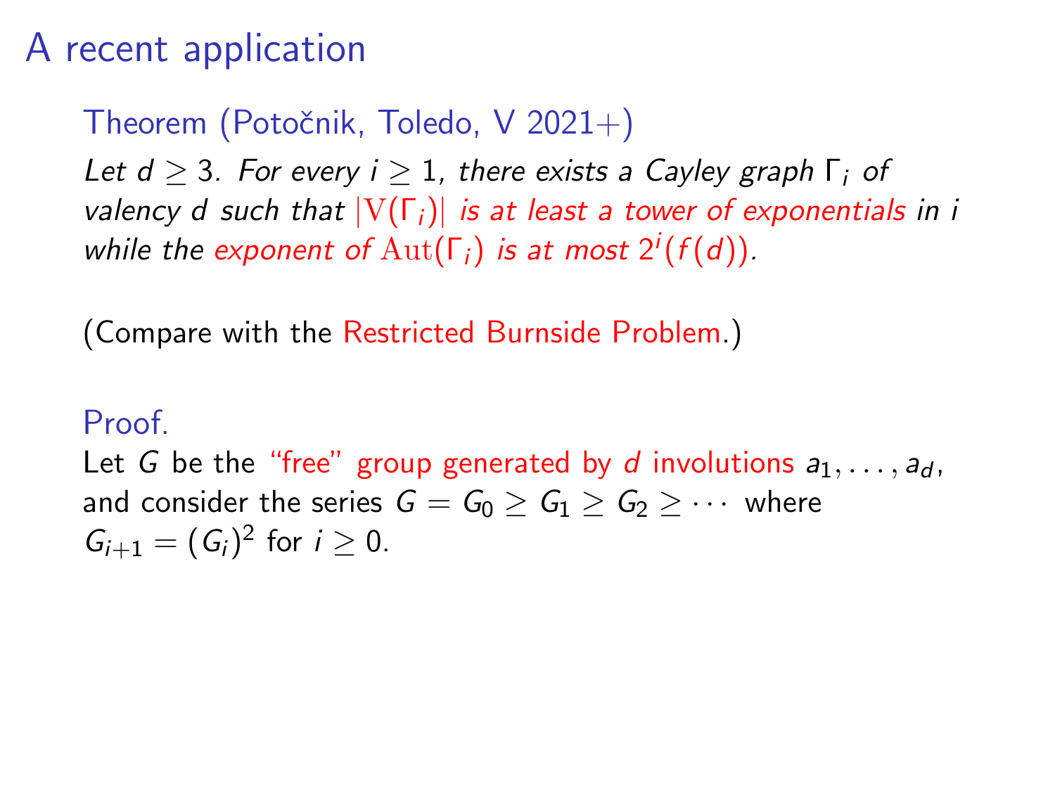# A recent application

### Theorem (Potočnik, Toledo, V 2021+)

*Let $d \geq 3$. For every $i \geq 1$, there exists a Cayley graph $\Gamma_i$ of valency $d$ such that $|\mathrm{V}(\Gamma_i)|$ is at least a tower of exponentials in $i$ while the exponent of $\mathrm{Aut}(\Gamma_i)$ is at most $2^i(f(d))$.*

(Compare with the Restricted Burnside Problem.)

### Proof.

Let $G$ be the "free" group generated by $d$ involutions $a_1, \ldots, a_d$, and consider the series $G = G_0 \geq G_1 \geq G_2 \geq \cdots$ where $G_{i+1} = (G_i)^2$ for $i \geq 0$.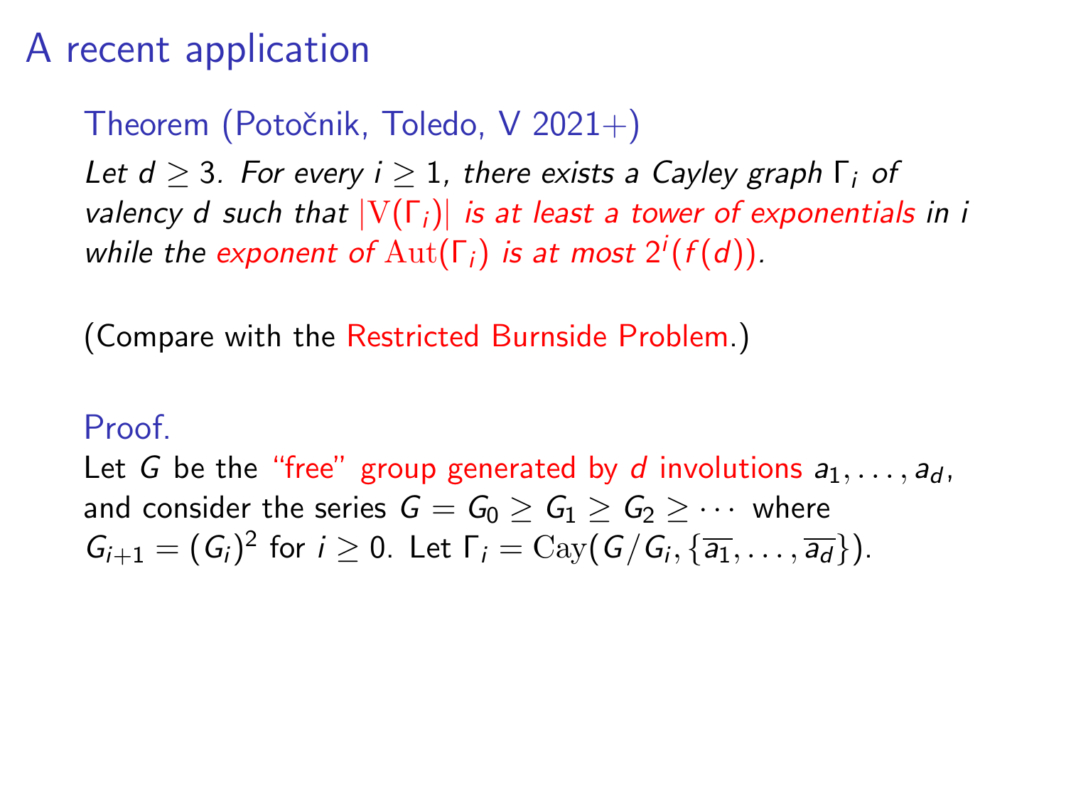# A recent application

### Theorem (Potočnik, Toledo, V 2021+)

*Let $d \geq 3$. For every $i \geq 1$, there exists a Cayley graph $\Gamma_i$ of valency $d$ such that $|\mathrm{V}(\Gamma_i)|$ is at least a tower of exponentials in $i$ while the exponent of $\mathrm{Aut}(\Gamma_i)$ is at most $2^i(f(d))$.*

(Compare with the Restricted Burnside Problem.)

### Proof.

Let $G$ be the "free" group generated by $d$ involutions $a_1, \ldots, a_d$, and consider the series $G = G_0 \geq G_1 \geq G_2 \geq \cdots$ where $G_{i+1} = (G_i)^2$ for $i \geq 0$. Let $\Gamma_i = \mathrm{Cay}(G/G_i, \{\overline{a_1}, \ldots, \overline{a_d}\})$.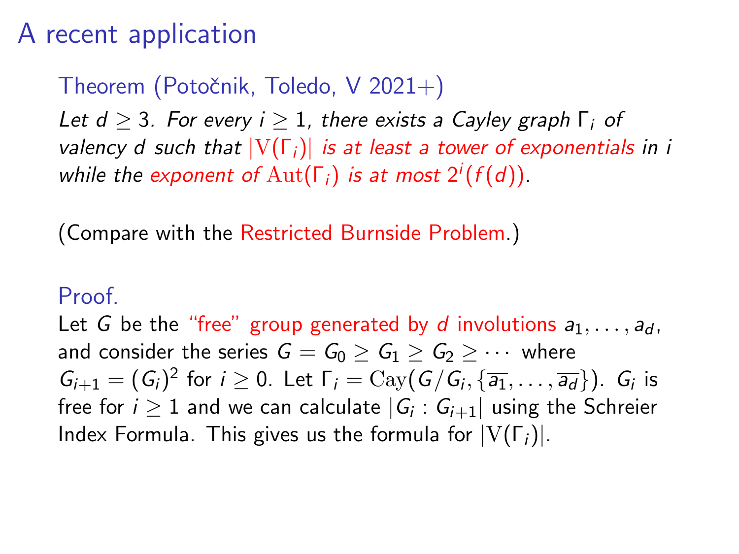# A recent application

### Theorem (Potočnik, Toledo, V 2021+)

*Let $d \geq 3$. For every $i \geq 1$, there exists a Cayley graph $\Gamma_i$ of valency $d$ such that $|\mathrm{V}(\Gamma_i)|$ is at least a tower of exponentials in $i$ while the exponent of $\mathrm{Aut}(\Gamma_i)$ is at most $2^i(f(d))$.*

(Compare with the Restricted Burnside Problem.)

### Proof.

Let $G$ be the "free" group generated by $d$ involutions $a_1, \ldots, a_d$, and consider the series $G = G_0 \geq G_1 \geq G_2 \geq \cdots$ where $G_{i+1} = (G_i)^2$ for $i \geq 0$. Let $\Gamma_i = \mathrm{Cay}(G/G_i, \{\overline{a_1}, \ldots, \overline{a_d}\})$. $G_i$ is free for $i \geq 1$ and we can calculate $|G_i : G_{i+1}|$ using the Schreier Index Formula. This gives us the formula for $|\mathrm{V}(\Gamma_i)|$.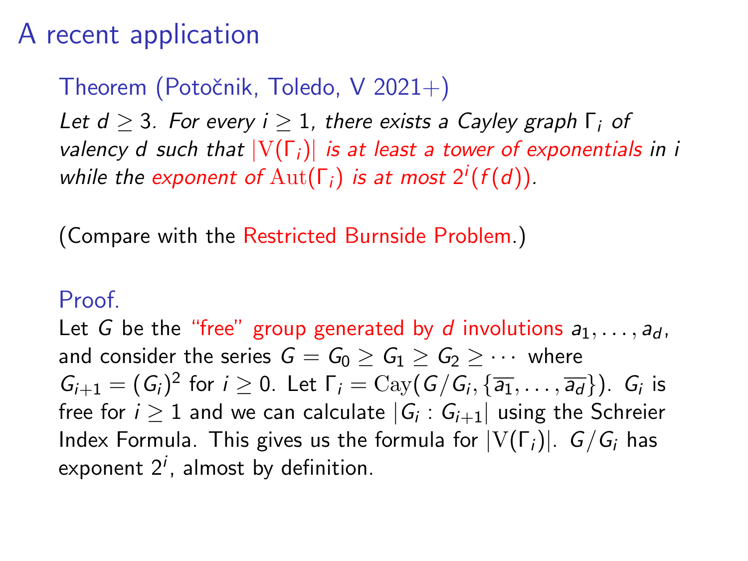# A recent application

### Theorem (Potočnik, Toledo, V 2021+)

*Let $d \geq 3$. For every $i \geq 1$, there exists a Cayley graph $\Gamma_i$ of valency $d$ such that $|\mathrm{V}(\Gamma_i)|$ is at least a tower of exponentials in $i$ while the exponent of $\mathrm{Aut}(\Gamma_i)$ is at most $2^i(f(d))$.*

(Compare with the Restricted Burnside Problem.)

### Proof.

Let $G$ be the "free" group generated by $d$ involutions $a_1, \ldots, a_d$, and consider the series $G = G_0 \geq G_1 \geq G_2 \geq \cdots$ where $G_{i+1} = (G_i)^2$ for $i \geq 0$. Let $\Gamma_i = \mathrm{Cay}(G/G_i, \{\overline{a_1}, \ldots, \overline{a_d}\})$. $G_i$ is free for $i \geq 1$ and we can calculate $|G_i : G_{i+1}|$ using the Schreier Index Formula. This gives us the formula for $|\mathrm{V}(\Gamma_i)|$. $G/G_i$ has exponent $2^i$, almost by definition.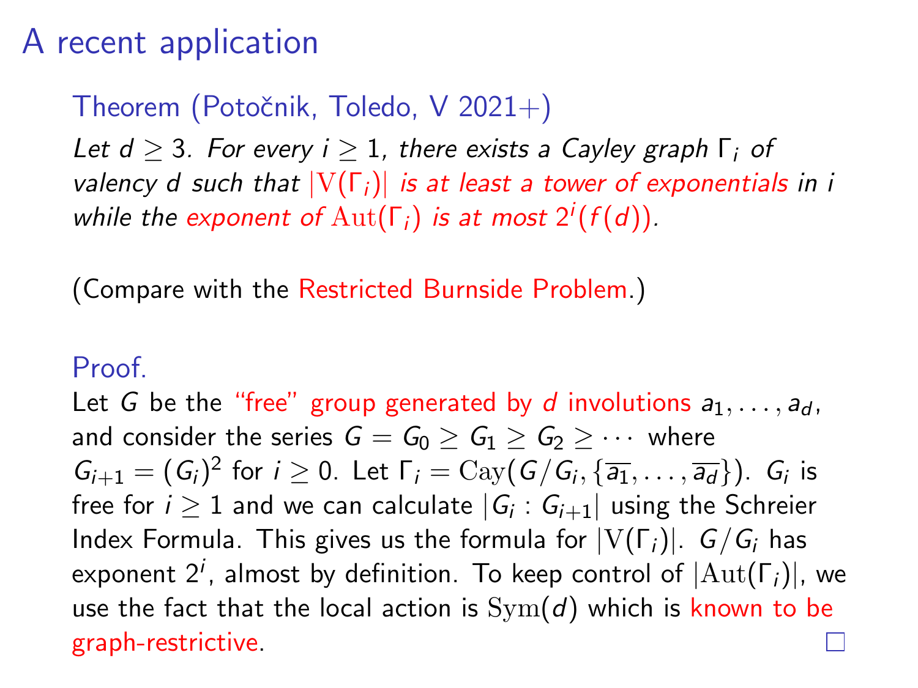# A recent application

**Theorem (Potočnik, Toledo, V 2021+)**

*Let $d \geq 3$. For every $i \geq 1$, there exists a Cayley graph $\Gamma_i$ of valency $d$ such that $|\mathrm{V}(\Gamma_i)|$ is at least a tower of exponentials in $i$ while the exponent of $\mathrm{Aut}(\Gamma_i)$ is at most $2^i(f(d))$.*

(Compare with the Restricted Burnside Problem.)

**Proof.**

Let $G$ be the "free" group generated by $d$ involutions $a_1, \ldots, a_d$, and consider the series $G = G_0 \geq G_1 \geq G_2 \geq \cdots$ where $G_{i+1} = (G_i)^2$ for $i \geq 0$. Let $\Gamma_i = \mathrm{Cay}(G/G_i, \{\overline{a_1}, \ldots, \overline{a_d}\})$. $G_i$ is free for $i \geq 1$ and we can calculate $|G_i : G_{i+1}|$ using the Schreier Index Formula. This gives us the formula for $|\mathrm{V}(\Gamma_i)|$. $G/G_i$ has exponent $2^i$, almost by definition. To keep control of $|\mathrm{Aut}(\Gamma_i)|$, we use the fact that the local action is $\mathrm{Sym}(d)$ which is known to be graph-restrictive. □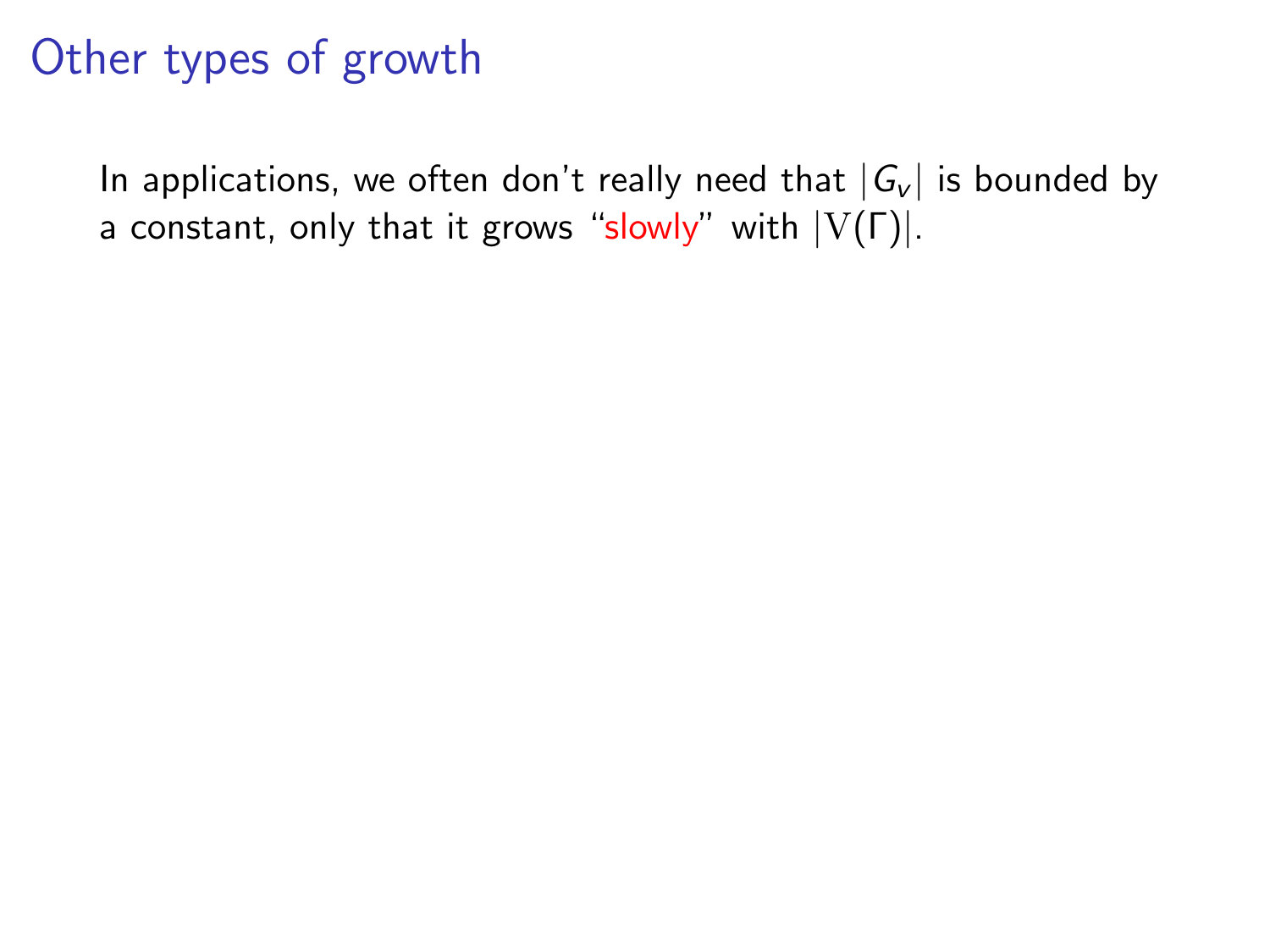# Other types of growth

In applications, we often don't really need that $|G_v|$ is bounded by a constant, only that it grows "slowly" with $|\mathrm{V}(\Gamma)|$.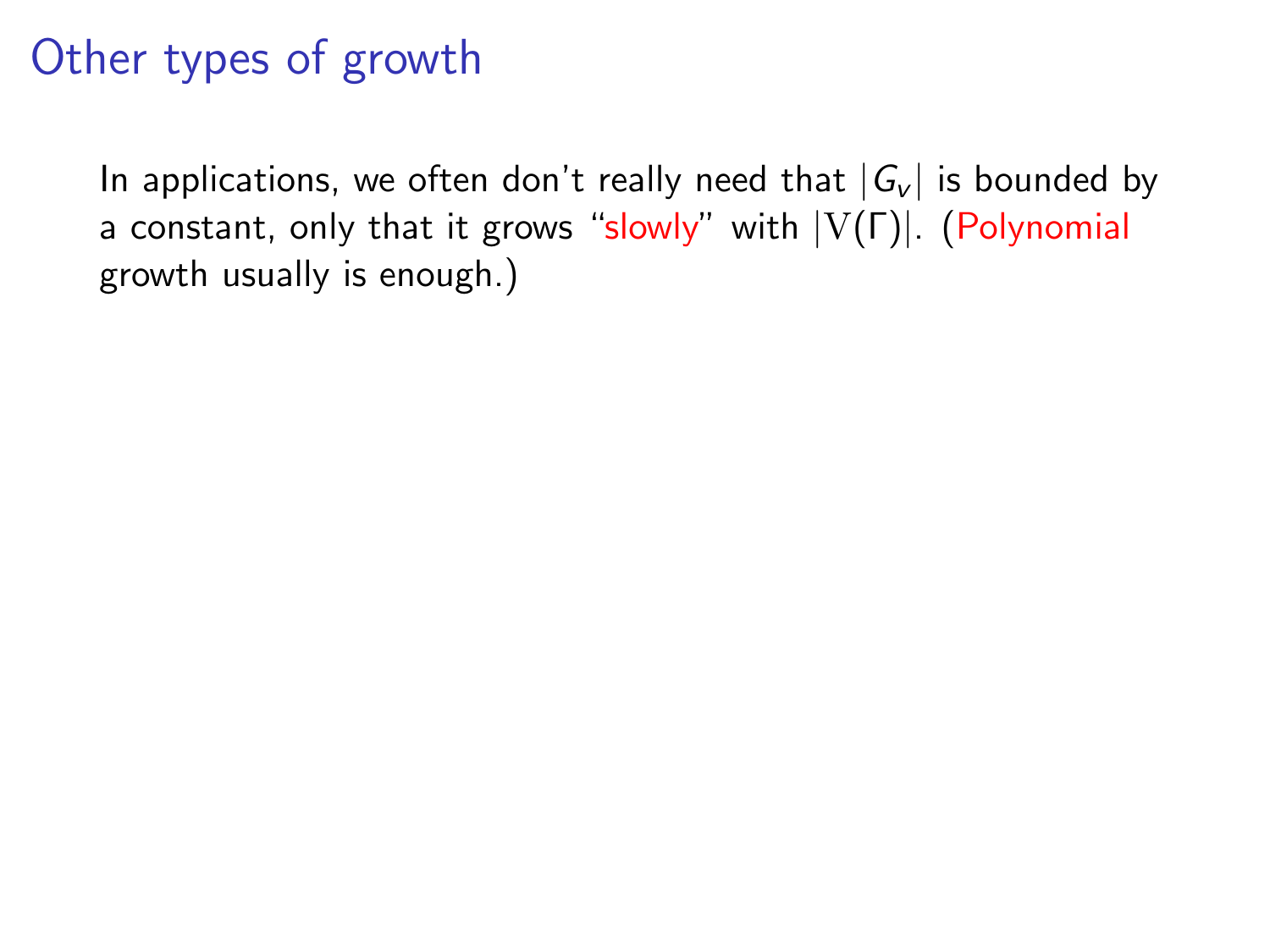# Other types of growth

In applications, we often don't really need that $|G_v|$ is bounded by a constant, only that it grows "slowly" with $|\mathrm{V}(\Gamma)|$. (Polynomial growth usually is enough.)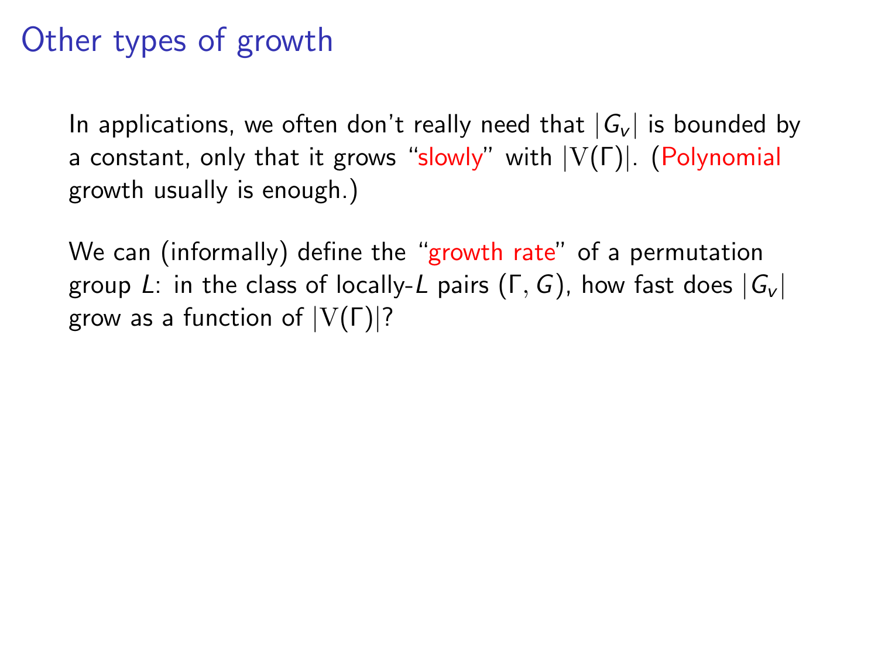# Other types of growth

In applications, we often don't really need that $|G_v|$ is bounded by a constant, only that it grows "slowly" with $|\mathrm{V}(\Gamma)|$. (Polynomial growth usually is enough.)

We can (informally) define the "growth rate" of a permutation group $L$: in the class of locally-$L$ pairs $(\Gamma, G)$, how fast does $|G_v|$ grow as a function of $|\mathrm{V}(\Gamma)|$?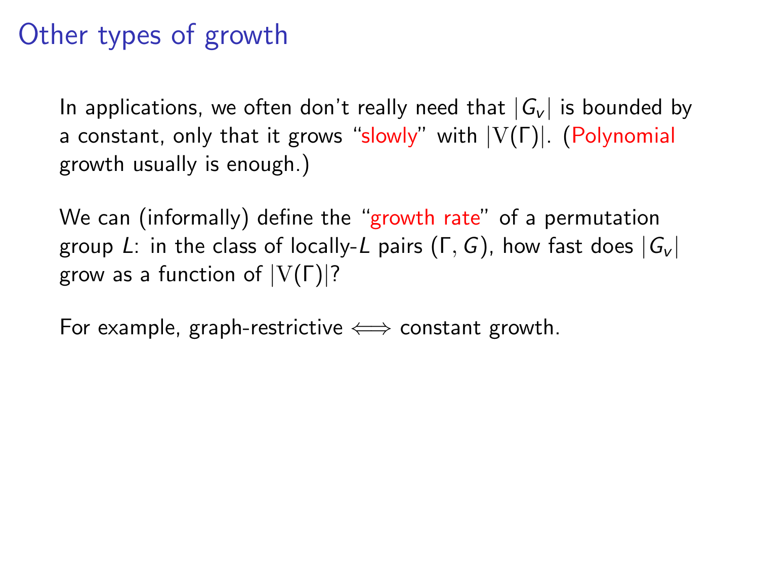# Other types of growth

In applications, we often don't really need that $|G_v|$ is bounded by a constant, only that it grows "slowly" with $|\mathrm{V}(\Gamma)|$. (Polynomial growth usually is enough.)

We can (informally) define the "growth rate" of a permutation group $L$: in the class of locally-$L$ pairs $(\Gamma, G)$, how fast does $|G_v|$ grow as a function of $|\mathrm{V}(\Gamma)|$?

For example, graph-restrictive $\iff$ constant growth.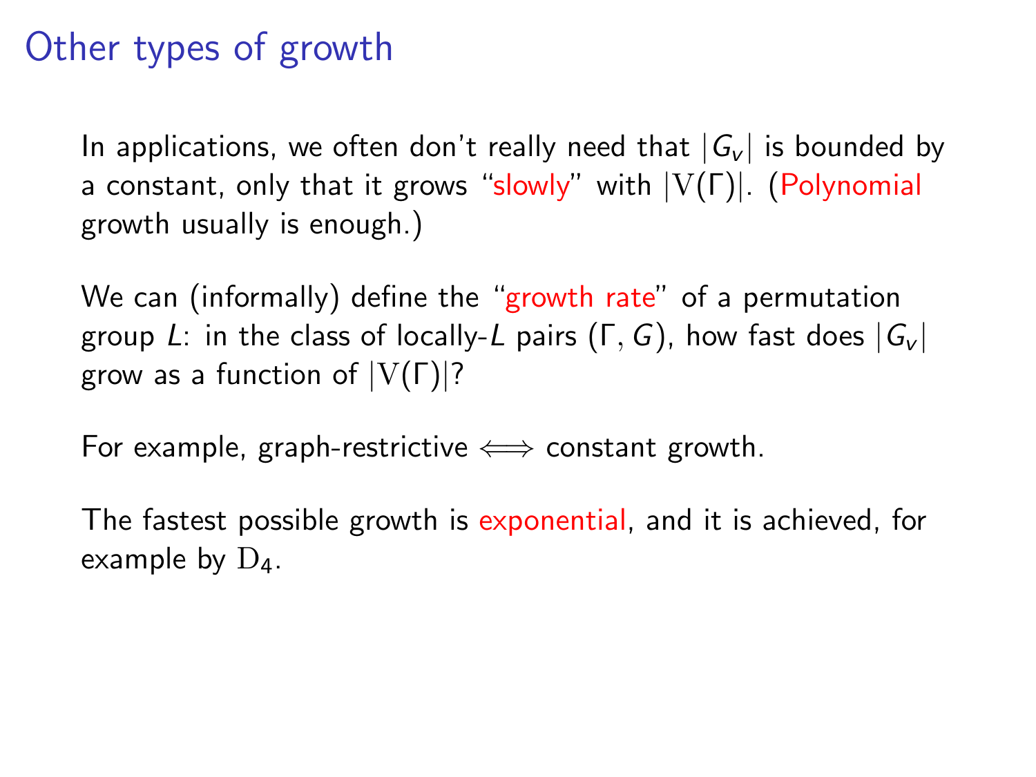# Other types of growth

In applications, we often don't really need that $|G_v|$ is bounded by a constant, only that it grows "slowly" with $|\mathrm{V}(\Gamma)|$. (Polynomial growth usually is enough.)

We can (informally) define the "growth rate" of a permutation group $L$: in the class of locally-$L$ pairs $(\Gamma, G)$, how fast does $|G_v|$ grow as a function of $|\mathrm{V}(\Gamma)|$?

For example, graph-restrictive $\iff$ constant growth.

The fastest possible growth is exponential, and it is achieved, for example by $\mathrm{D}_4$.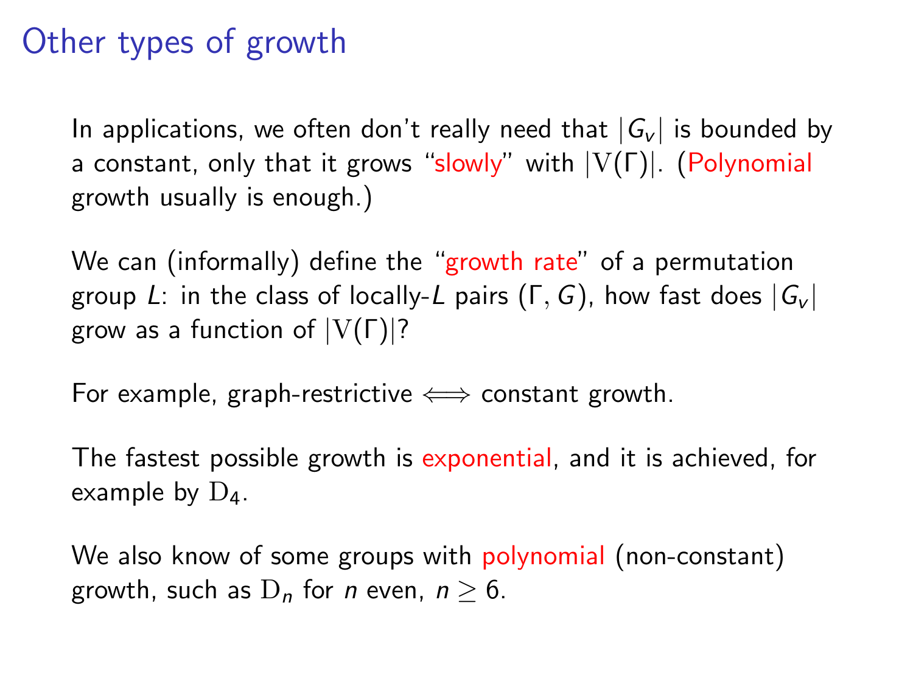# Other types of growth

In applications, we often don't really need that $|G_v|$ is bounded by a constant, only that it grows "slowly" with $|\mathrm{V}(\Gamma)|$. (Polynomial growth usually is enough.)

We can (informally) define the "growth rate" of a permutation group $L$: in the class of locally-$L$ pairs $(\Gamma, G)$, how fast does $|G_v|$ grow as a function of $|\mathrm{V}(\Gamma)|$?

For example, graph-restrictive $\iff$ constant growth.

The fastest possible growth is exponential, and it is achieved, for example by $\mathrm{D}_4$.

We also know of some groups with polynomial (non-constant) growth, such as $\mathrm{D}_n$ for $n$ even, $n \geq 6$.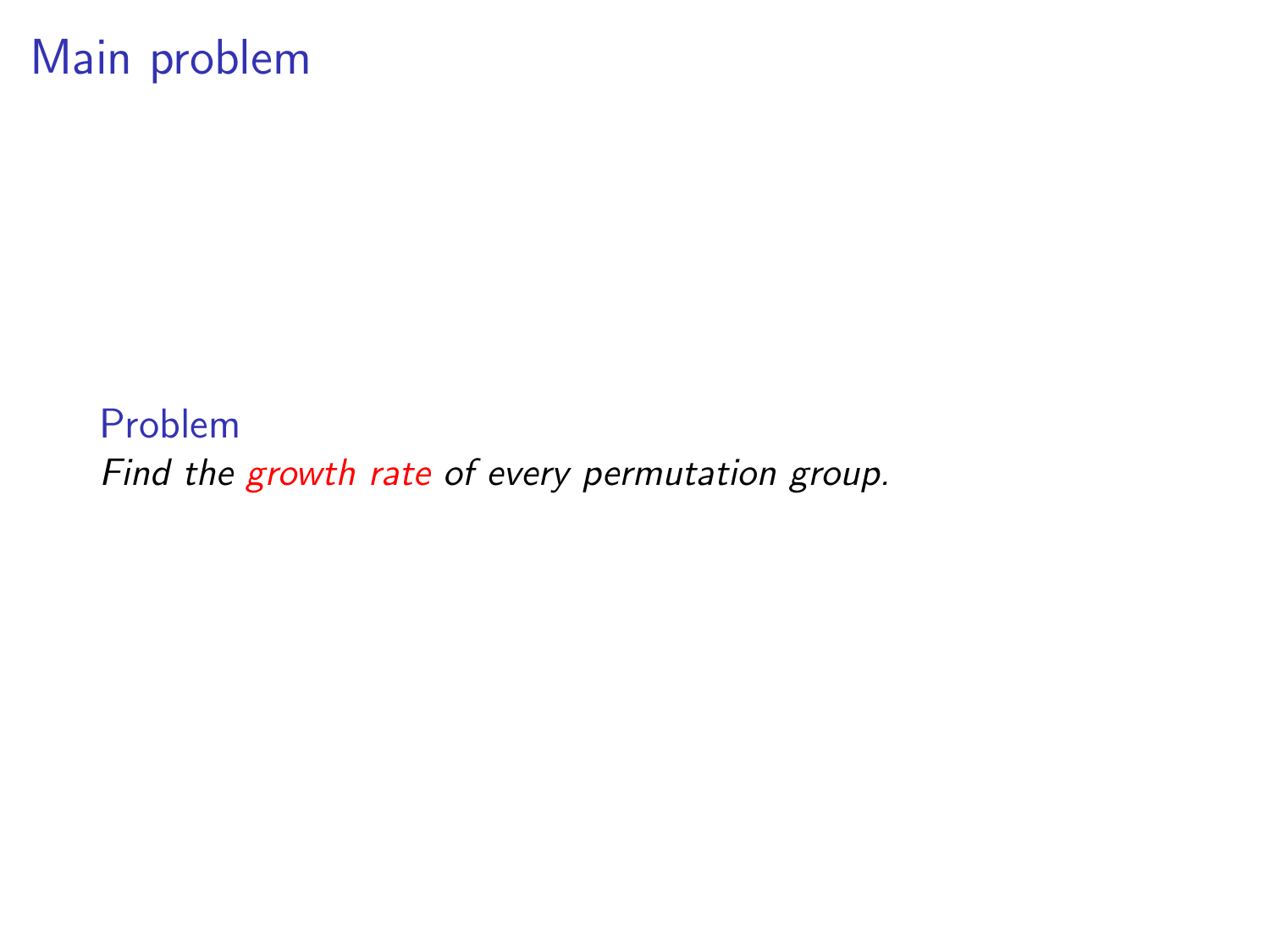# Main problem

**Problem**

*Find the growth rate of every permutation group.*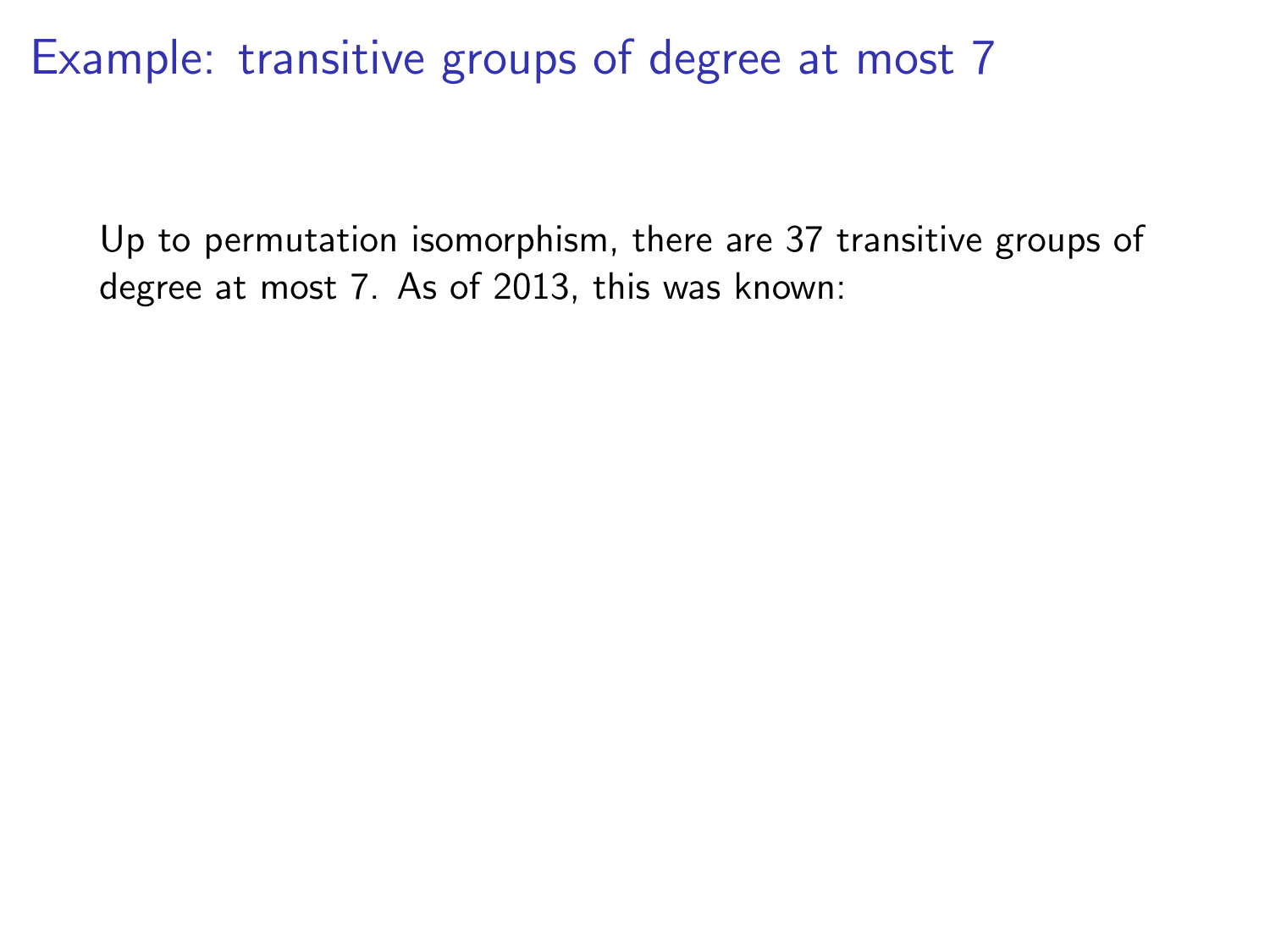# Example: transitive groups of degree at most 7

Up to permutation isomorphism, there are 37 transitive groups of degree at most 7. As of 2013, this was known: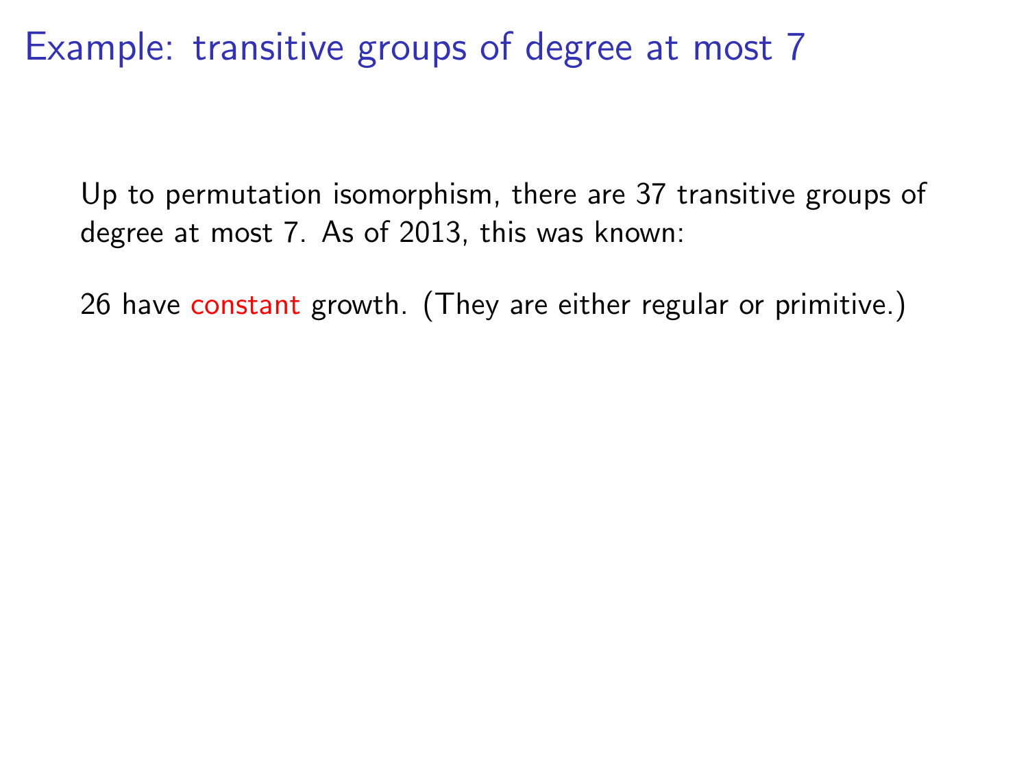# Example: transitive groups of degree at most 7

Up to permutation isomorphism, there are 37 transitive groups of degree at most 7. As of 2013, this was known:

26 have constant growth. (They are either regular or primitive.)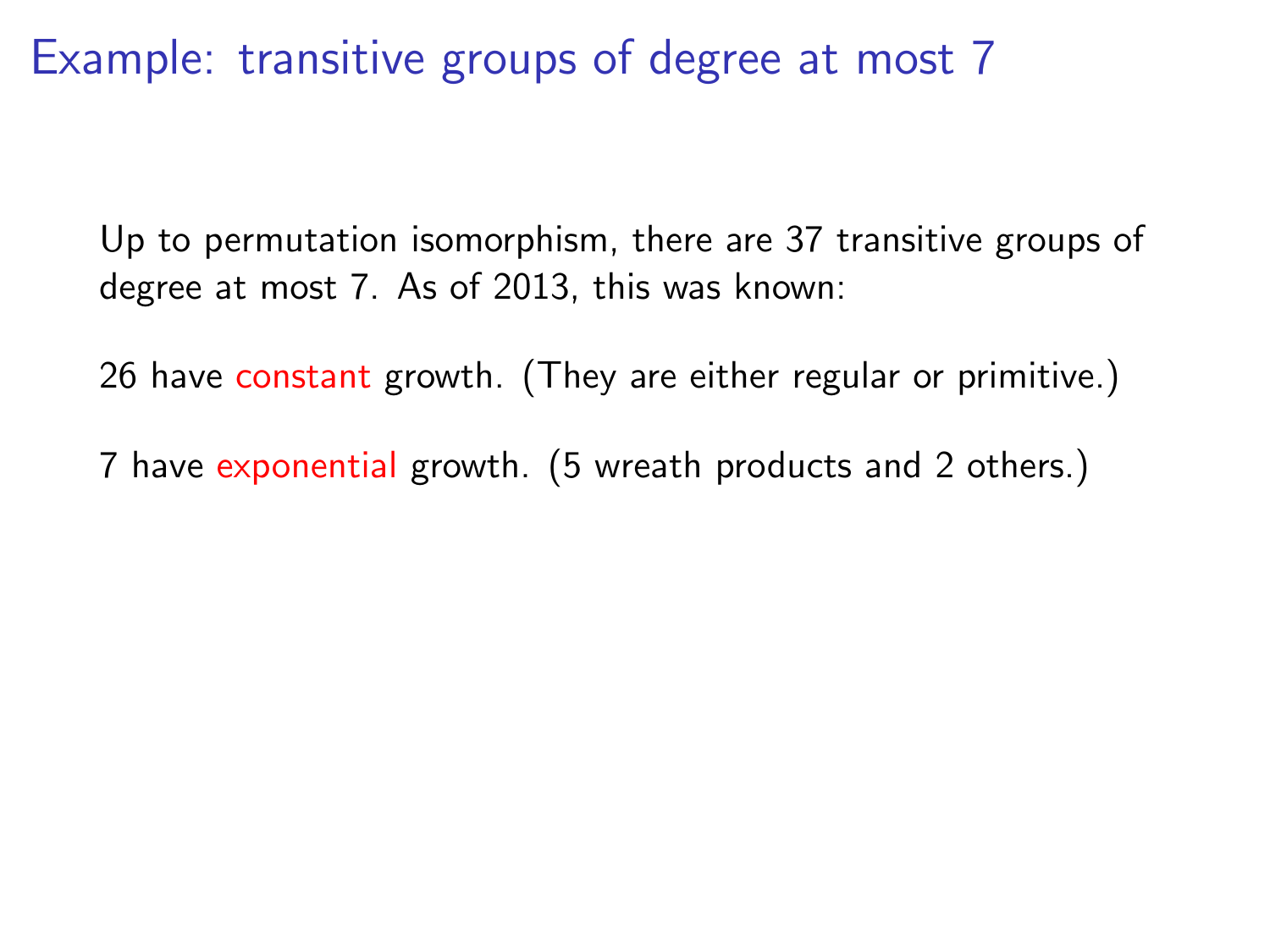# Example: transitive groups of degree at most 7

Up to permutation isomorphism, there are 37 transitive groups of degree at most 7. As of 2013, this was known:

26 have constant growth. (They are either regular or primitive.)

7 have exponential growth. (5 wreath products and 2 others.)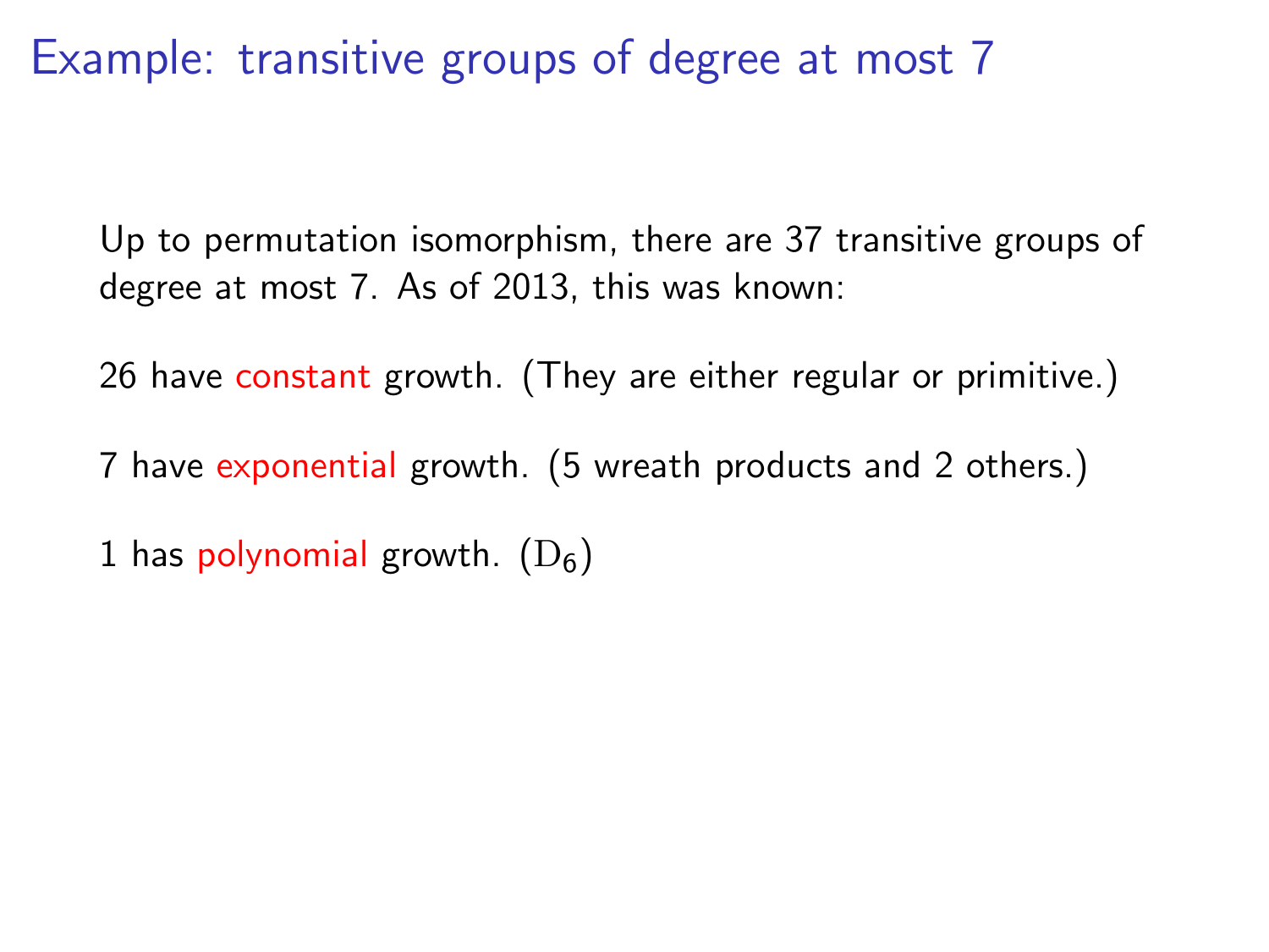# Example: transitive groups of degree at most 7

Up to permutation isomorphism, there are 37 transitive groups of degree at most 7. As of 2013, this was known:

26 have constant growth. (They are either regular or primitive.)

7 have exponential growth. (5 wreath products and 2 others.)

1 has polynomial growth. ($\mathrm{D}_6$)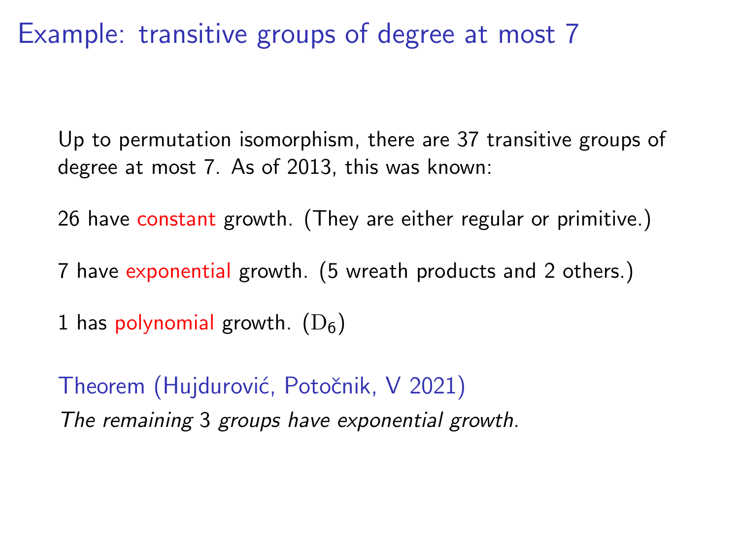# Example: transitive groups of degree at most 7

Up to permutation isomorphism, there are 37 transitive groups of degree at most 7. As of 2013, this was known:

26 have constant growth. (They are either regular or primitive.)

7 have exponential growth. (5 wreath products and 2 others.)

1 has polynomial growth. ($\mathrm{D}_6$)

**Theorem (Hujdurović, Potočnik, V 2021)**

*The remaining* 3 *groups have exponential growth.*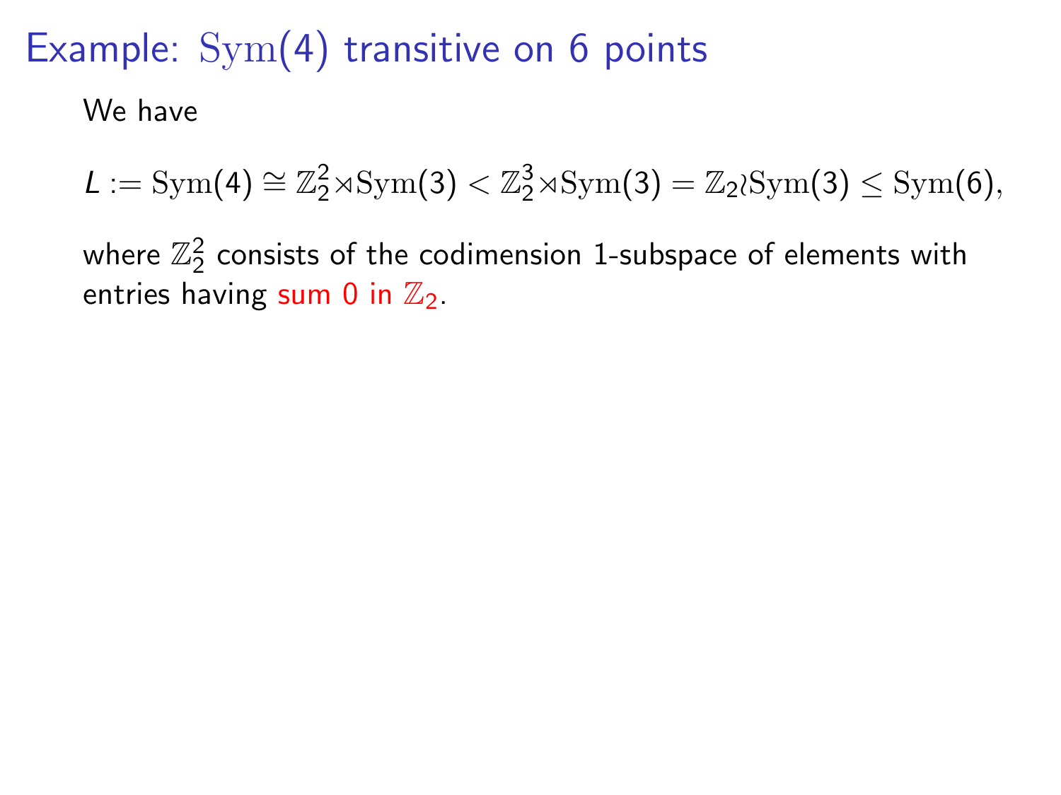# Example: $\mathrm{Sym}(4)$ transitive on 6 points

We have

$$L := \mathrm{Sym}(4) \cong \mathbb{Z}_2^2 \rtimes \mathrm{Sym}(3) < \mathbb{Z}_2^3 \rtimes \mathrm{Sym}(3) = \mathbb{Z}_2 \wr \mathrm{Sym}(3) \leq \mathrm{Sym}(6),$$

where $\mathbb{Z}_2^2$ consists of the codimension 1-subspace of elements with entries having sum 0 in $\mathbb{Z}_2$.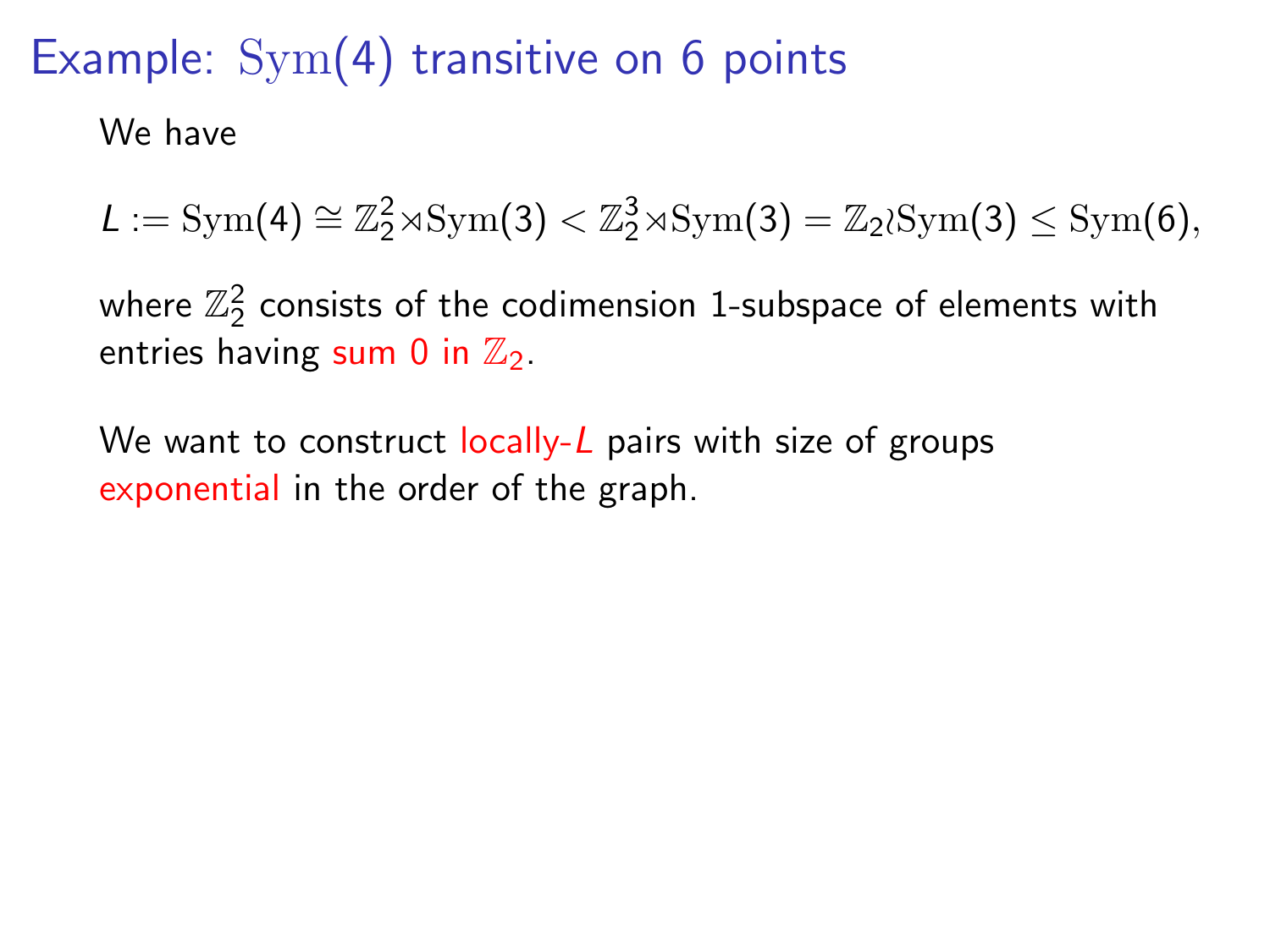# Example: $\mathrm{Sym}(4)$ transitive on 6 points

We have

$$L := \mathrm{Sym}(4) \cong \mathbb{Z}_2^2 \rtimes \mathrm{Sym}(3) < \mathbb{Z}_2^3 \rtimes \mathrm{Sym}(3) = \mathbb{Z}_2 \wr \mathrm{Sym}(3) \leq \mathrm{Sym}(6),$$

where $\mathbb{Z}_2^2$ consists of the codimension 1-subspace of elements with entries having sum 0 in $\mathbb{Z}_2$.

We want to construct locally-$L$ pairs with size of groups exponential in the order of the graph.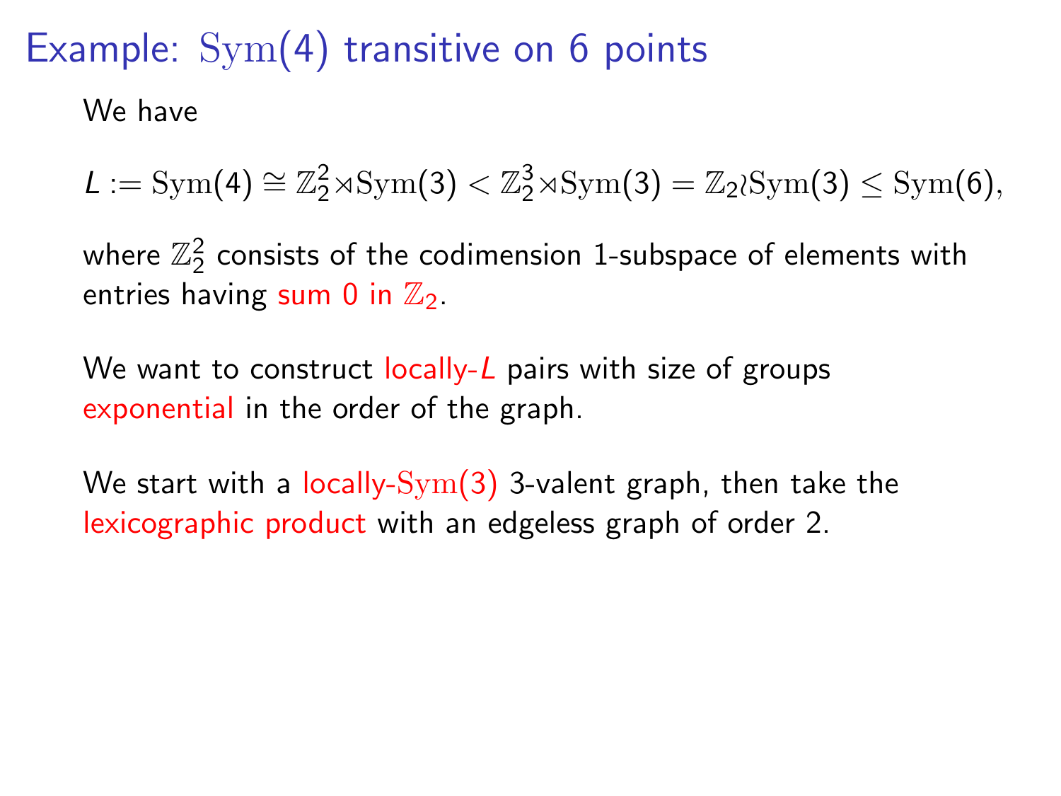# Example: $\mathrm{Sym}(4)$ transitive on 6 points

We have

$$L := \mathrm{Sym}(4) \cong \mathbb{Z}_2^2 \rtimes \mathrm{Sym}(3) < \mathbb{Z}_2^3 \rtimes \mathrm{Sym}(3) = \mathbb{Z}_2 \wr \mathrm{Sym}(3) \leq \mathrm{Sym}(6),$$

where $\mathbb{Z}_2^2$ consists of the codimension 1-subspace of elements with entries having sum 0 in $\mathbb{Z}_2$.

We want to construct locally-$L$ pairs with size of groups exponential in the order of the graph.

We start with a locally-$\mathrm{Sym}(3)$ 3-valent graph, then take the lexicographic product with an edgeless graph of order 2.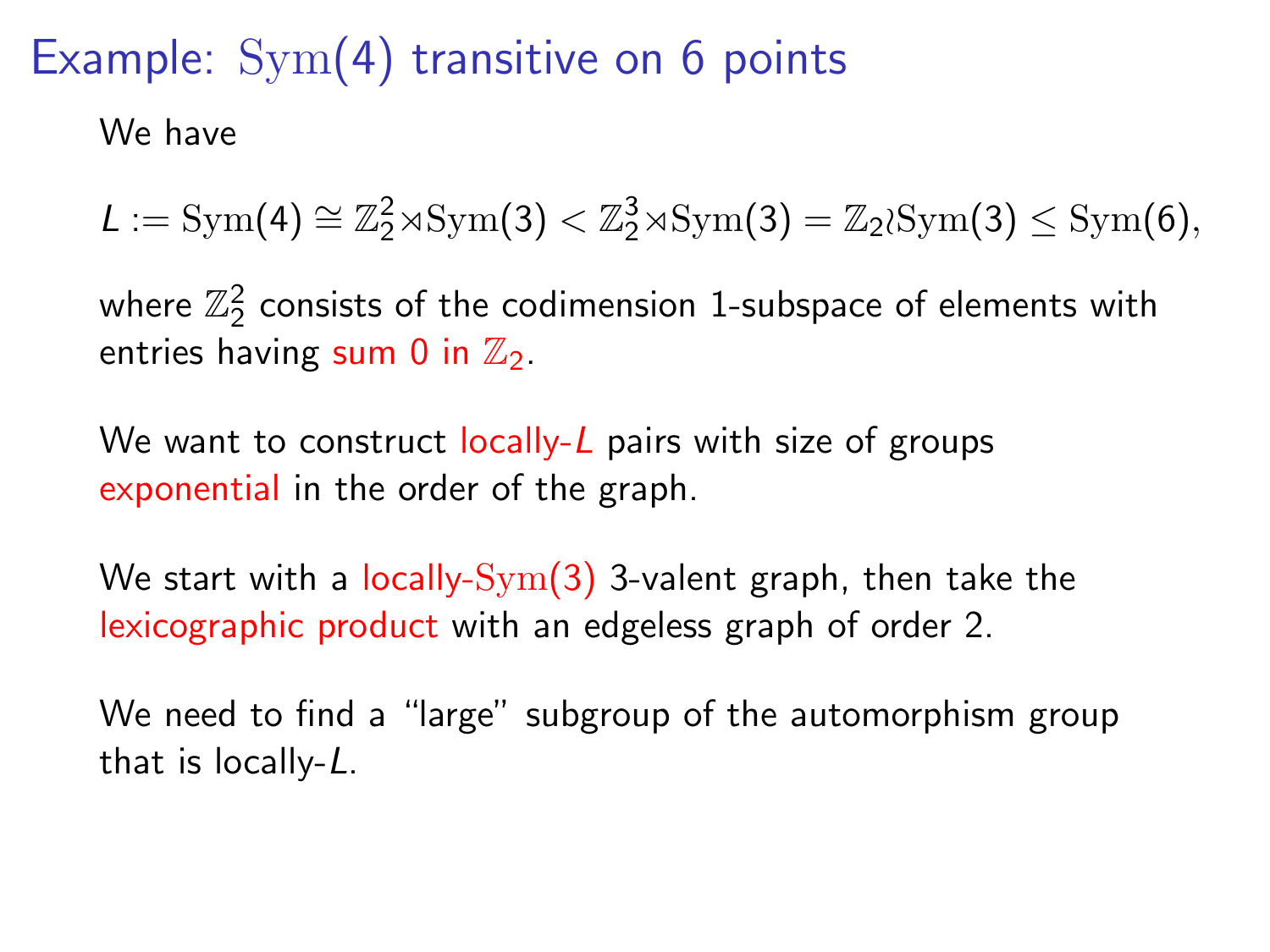# Example: $\mathrm{Sym}(4)$ transitive on 6 points

We have

$$L := \mathrm{Sym}(4) \cong \mathbb{Z}_2^2 \rtimes \mathrm{Sym}(3) < \mathbb{Z}_2^3 \rtimes \mathrm{Sym}(3) = \mathbb{Z}_2 \wr \mathrm{Sym}(3) \leq \mathrm{Sym}(6),$$

where $\mathbb{Z}_2^2$ consists of the codimension 1-subspace of elements with entries having sum 0 in $\mathbb{Z}_2$.

We want to construct locally-$L$ pairs with size of groups exponential in the order of the graph.

We start with a locally-$\mathrm{Sym}(3)$ 3-valent graph, then take the lexicographic product with an edgeless graph of order 2.

We need to find a "large" subgroup of the automorphism group that is locally-$L$.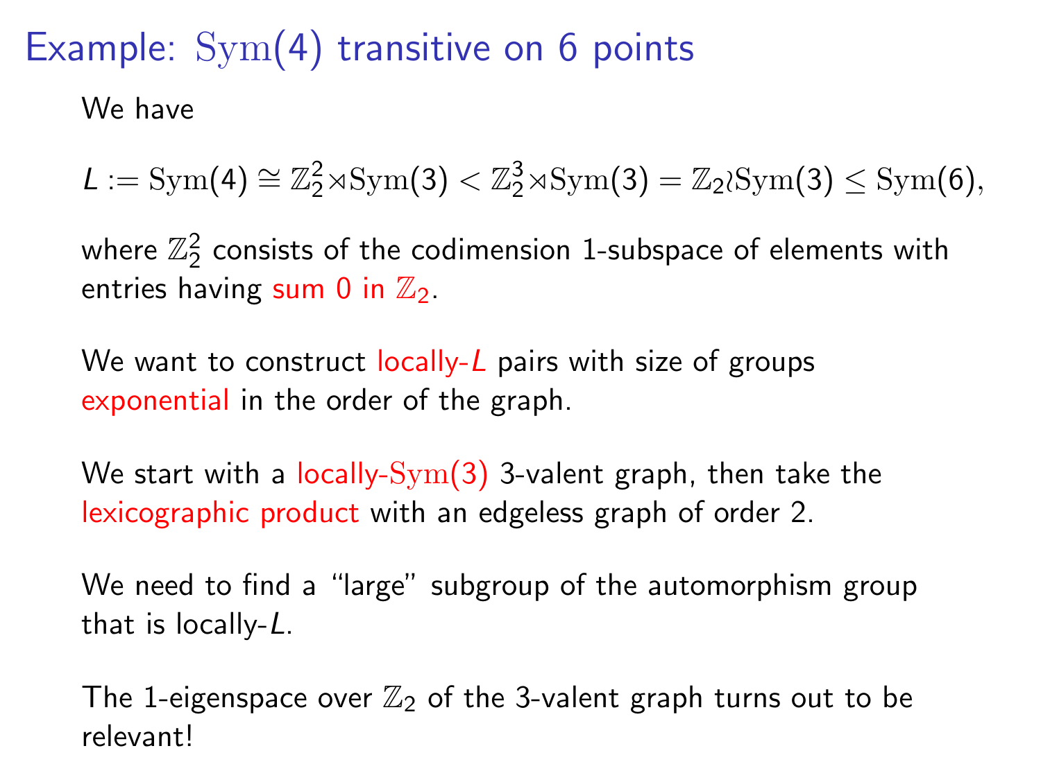# Example: $\mathrm{Sym}(4)$ transitive on 6 points

We have

$$L := \mathrm{Sym}(4) \cong \mathbb{Z}_2^2 \rtimes \mathrm{Sym}(3) < \mathbb{Z}_2^3 \rtimes \mathrm{Sym}(3) = \mathbb{Z}_2 \wr \mathrm{Sym}(3) \leq \mathrm{Sym}(6),$$

where $\mathbb{Z}_2^2$ consists of the codimension 1-subspace of elements with entries having sum 0 in $\mathbb{Z}_2$.

We want to construct locally-$L$ pairs with size of groups exponential in the order of the graph.

We start with a locally-$\mathrm{Sym}(3)$ 3-valent graph, then take the lexicographic product with an edgeless graph of order 2.

We need to find a "large" subgroup of the automorphism group that is locally-$L$.

The 1-eigenspace over $\mathbb{Z}_2$ of the 3-valent graph turns out to be relevant!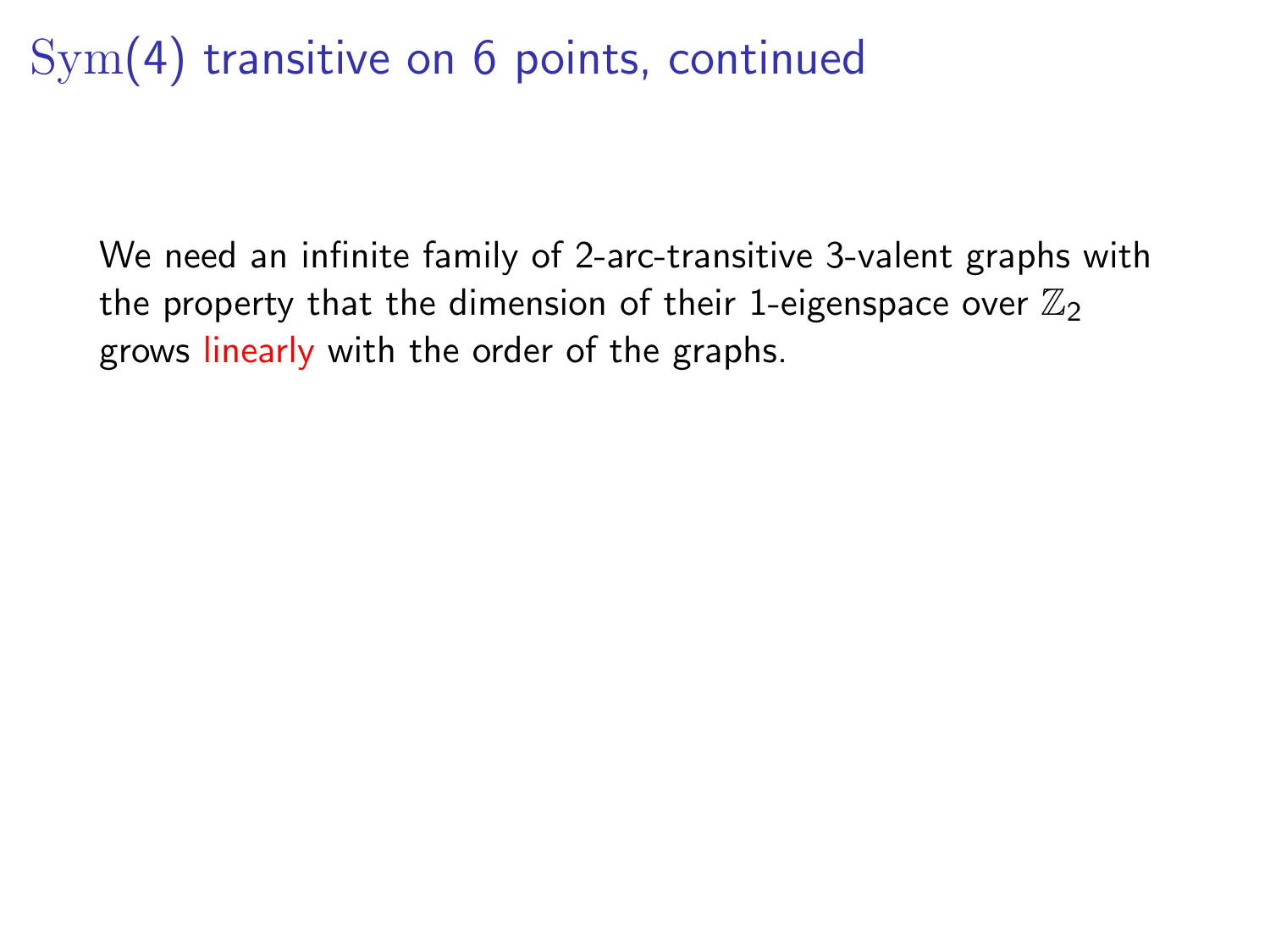# $\mathrm{Sym}(4)$ transitive on 6 points, continued

We need an infinite family of 2-arc-transitive 3-valent graphs with the property that the dimension of their 1-eigenspace over $\mathbb{Z}_2$ grows linearly with the order of the graphs.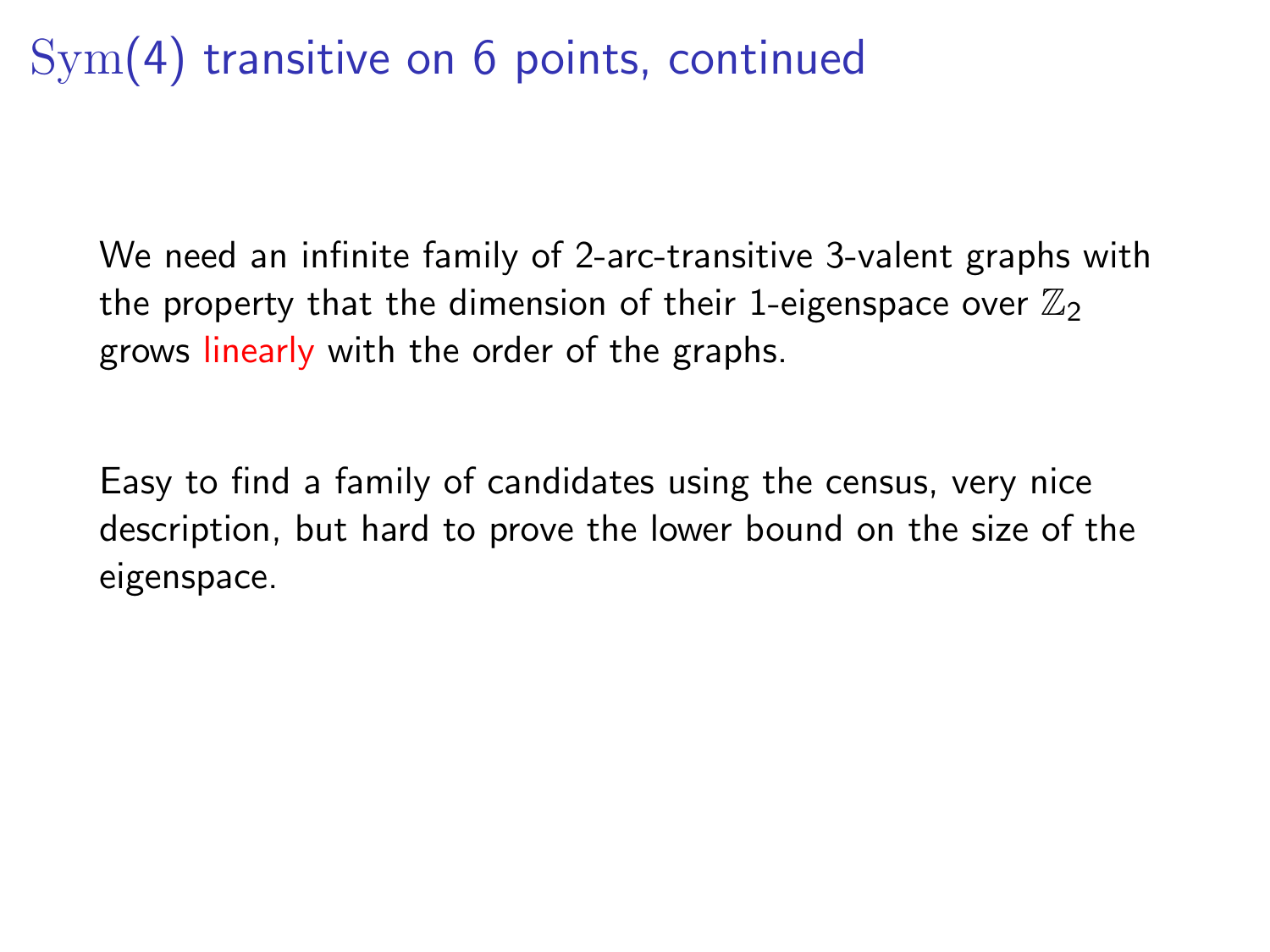# $\mathrm{Sym}(4)$ transitive on 6 points, continued

We need an infinite family of 2-arc-transitive 3-valent graphs with the property that the dimension of their 1-eigenspace over $\mathbb{Z}_2$ grows linearly with the order of the graphs.

Easy to find a family of candidates using the census, very nice description, but hard to prove the lower bound on the size of the eigenspace.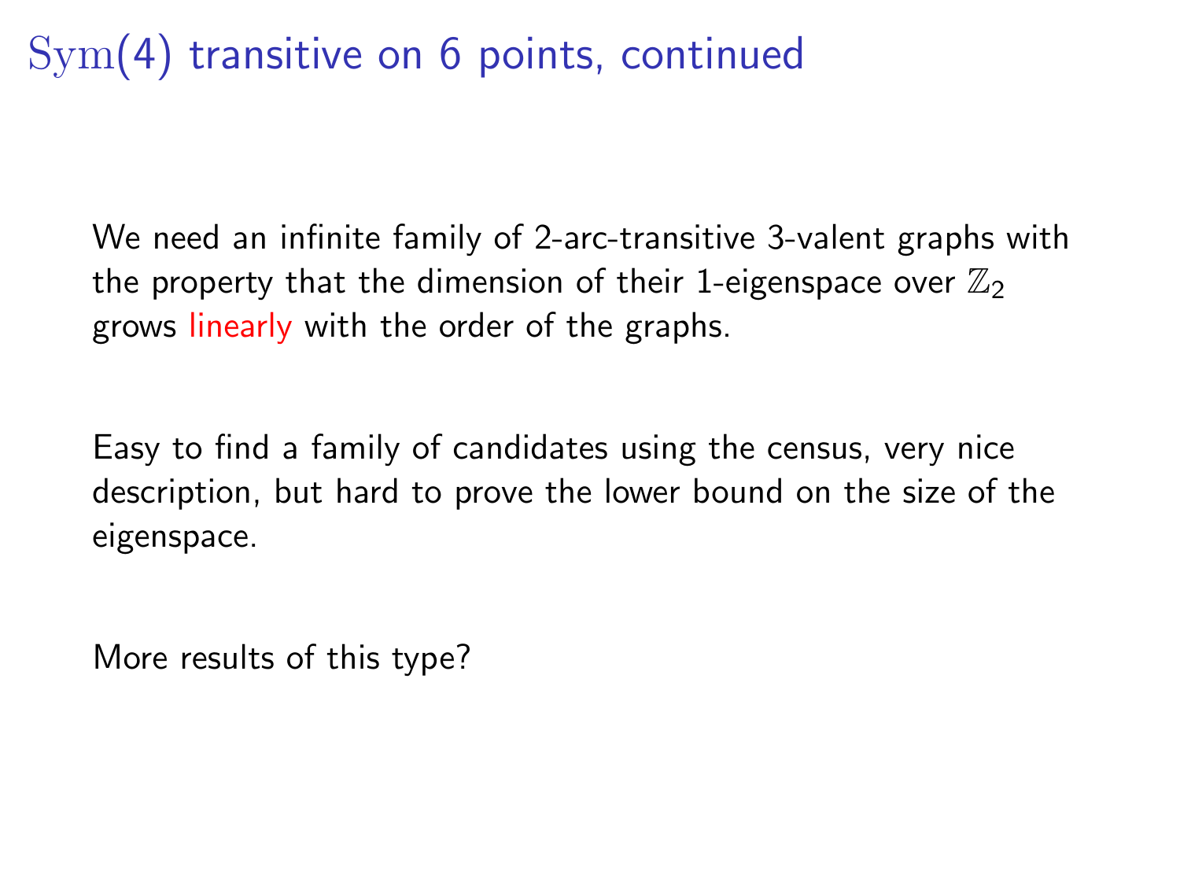# $\mathrm{Sym}(4)$ transitive on 6 points, continued

We need an infinite family of 2-arc-transitive 3-valent graphs with the property that the dimension of their 1-eigenspace over $\mathbb{Z}_2$ grows linearly with the order of the graphs.

Easy to find a family of candidates using the census, very nice description, but hard to prove the lower bound on the size of the eigenspace.

More results of this type?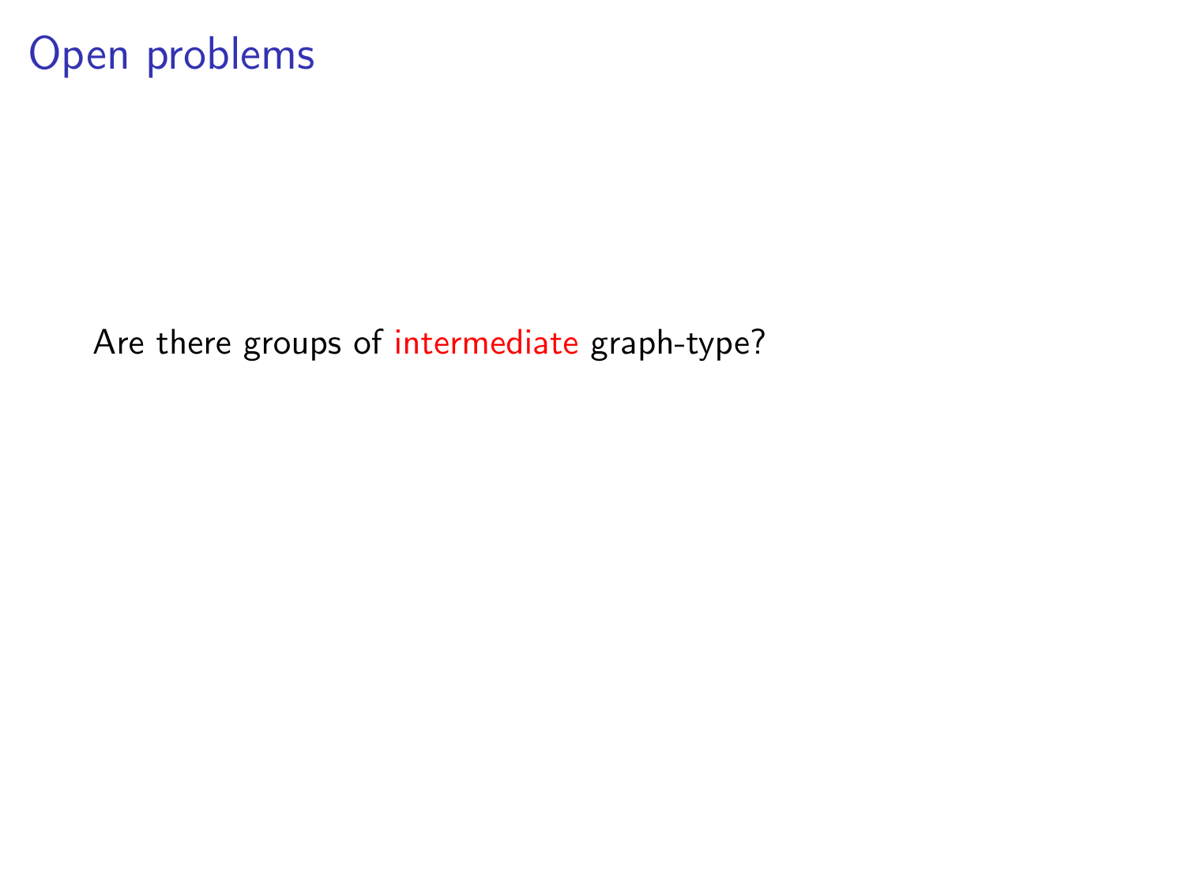# Open problems

Are there groups of intermediate graph-type?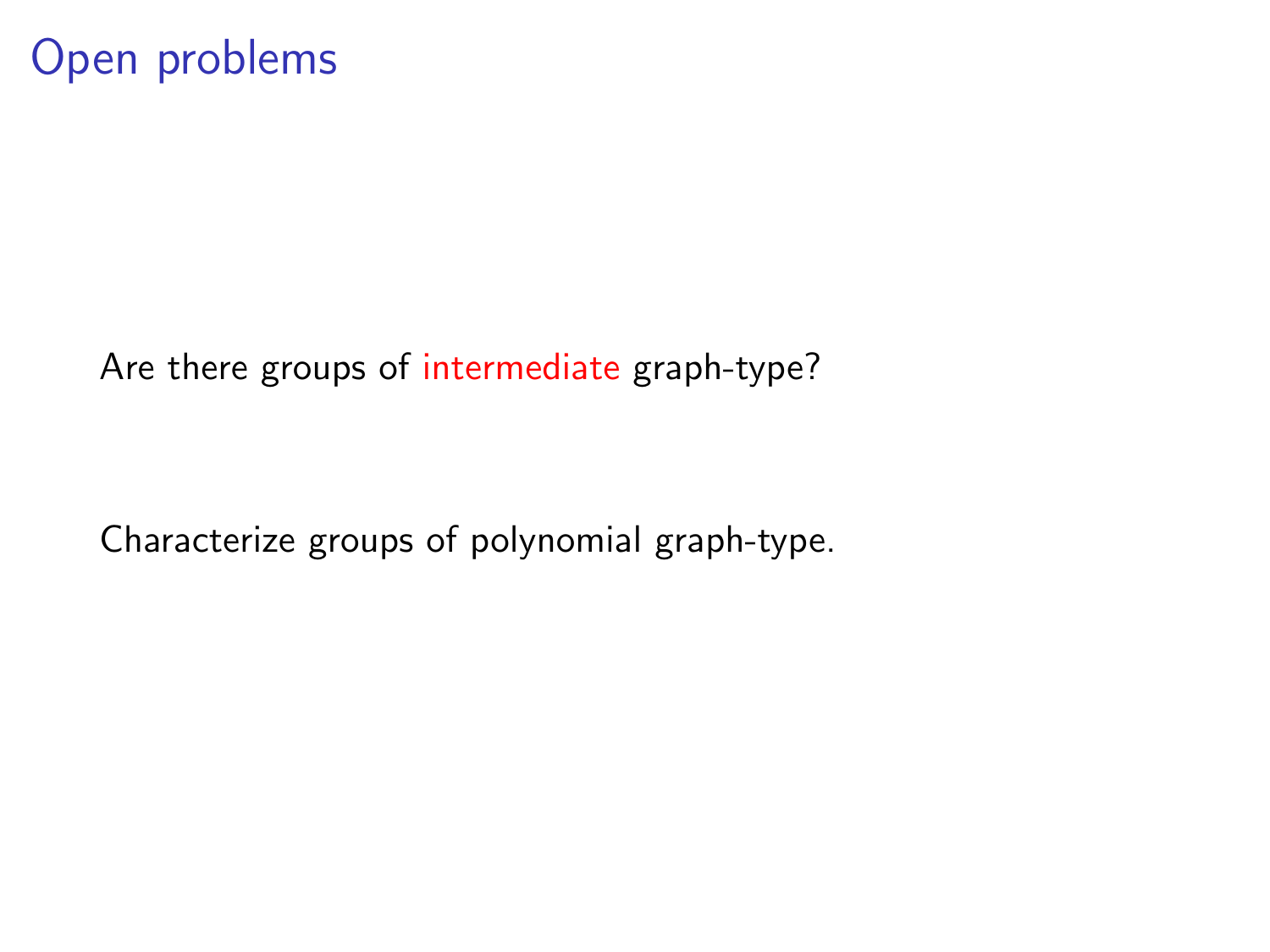# Open problems

Are there groups of intermediate graph-type?

Characterize groups of polynomial graph-type.